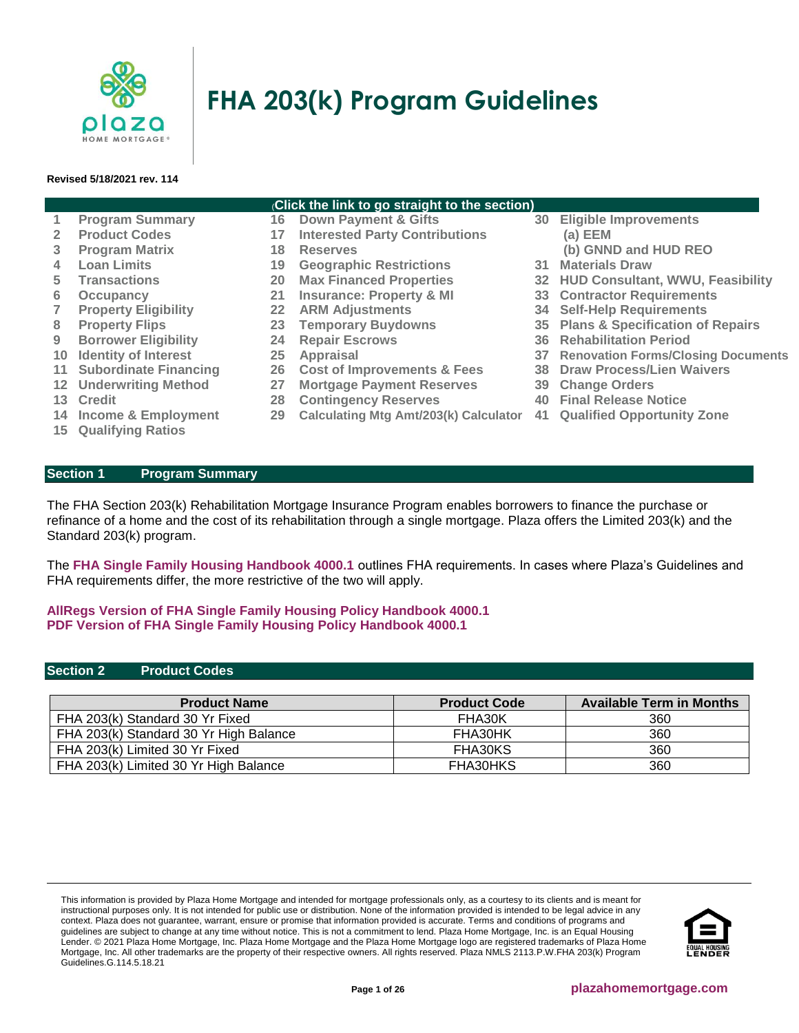# FHA 203(k) Program Guidelines

**Revised 5/18/2021 rev. 114**

(Click the link to go straight to the section)

| | | | | | |
|---|---|---|---|---|---|
| 1 | Program Summary | 16 | Down Payment & Gifts | 30 | Eligible Improvements |
| 2 | Product Codes | 17 | Interested Party Contributions | | (a) EEM |
| 3 | Program Matrix | 18 | Reserves | | (b) GNND and HUD REO |
| 4 | Loan Limits | 19 | Geographic Restrictions | 31 | Materials Draw |
| 5 | Transactions | 20 | Max Financed Properties | 32 | HUD Consultant, WWU, Feasibility |
| 6 | Occupancy | 21 | Insurance: Property & MI | 33 | Contractor Requirements |
| 7 | Property Eligibility | 22 | ARM Adjustments | 34 | Self-Help Requirements |
| 8 | Property Flips | 23 | Temporary Buydowns | 35 | Plans & Specification of Repairs |
| 9 | Borrower Eligibility | 24 | Repair Escrows | 36 | Rehabilitation Period |
| 10 | Identity of Interest | 25 | Appraisal | 37 | Renovation Forms/Closing Documents |
| 11 | Subordinate Financing | 26 | Cost of Improvements & Fees | 38 | Draw Process/Lien Waivers |
| 12 | Underwriting Method | 27 | Mortgage Payment Reserves | 39 | Change Orders |
| 13 | Credit | 28 | Contingency Reserves | 40 | Final Release Notice |
| 14 | Income & Employment | 29 | Calculating Mtg Amt/203(k) Calculator | 41 | Qualified Opportunity Zone |
| 15 | Qualifying Ratios | | | | |

## Section 1 Program Summary

The FHA Section 203(k) Rehabilitation Mortgage Insurance Program enables borrowers to finance the purchase or refinance of a home and the cost of its rehabilitation through a single mortgage. Plaza offers the Limited 203(k) and the Standard 203(k) program.

The **FHA Single Family Housing Handbook 4000.1** outlines FHA requirements. In cases where Plaza's Guidelines and FHA requirements differ, the more restrictive of the two will apply.

**AllRegs Version of FHA Single Family Housing Policy Handbook 4000.1**
**PDF Version of FHA Single Family Housing Policy Handbook 4000.1**

## Section 2 Product Codes

| Product Name | Product Code | Available Term in Months |
|---|---|---|
| FHA 203(k) Standard 30 Yr Fixed | FHA30K | 360 |
| FHA 203(k) Standard 30 Yr High Balance | FHA30HK | 360 |
| FHA 203(k) Limited 30 Yr Fixed | FHA30KS | 360 |
| FHA 203(k) Limited 30 Yr High Balance | FHA30HKS | 360 |

This information is provided by Plaza Home Mortgage and intended for mortgage professionals only, as a courtesy to its clients and is meant for instructional purposes only. It is not intended for public use or distribution. None of the information provided is intended to be legal advice in any context. Plaza does not guarantee, warrant, ensure or promise that information provided is accurate. Terms and conditions of programs and guidelines are subject to change at any time without notice. This is not a commitment to lend. Plaza Home Mortgage, Inc. is an Equal Housing Lender. © 2021 Plaza Home Mortgage, Inc. Plaza Home Mortgage and the Plaza Home Mortgage logo are registered trademarks of Plaza Home Mortgage, Inc. All other trademarks are the property of their respective owners. All rights reserved. Plaza NMLS 2113.P.W.FHA 203(k) Program Guidelines.G.114.5.18.21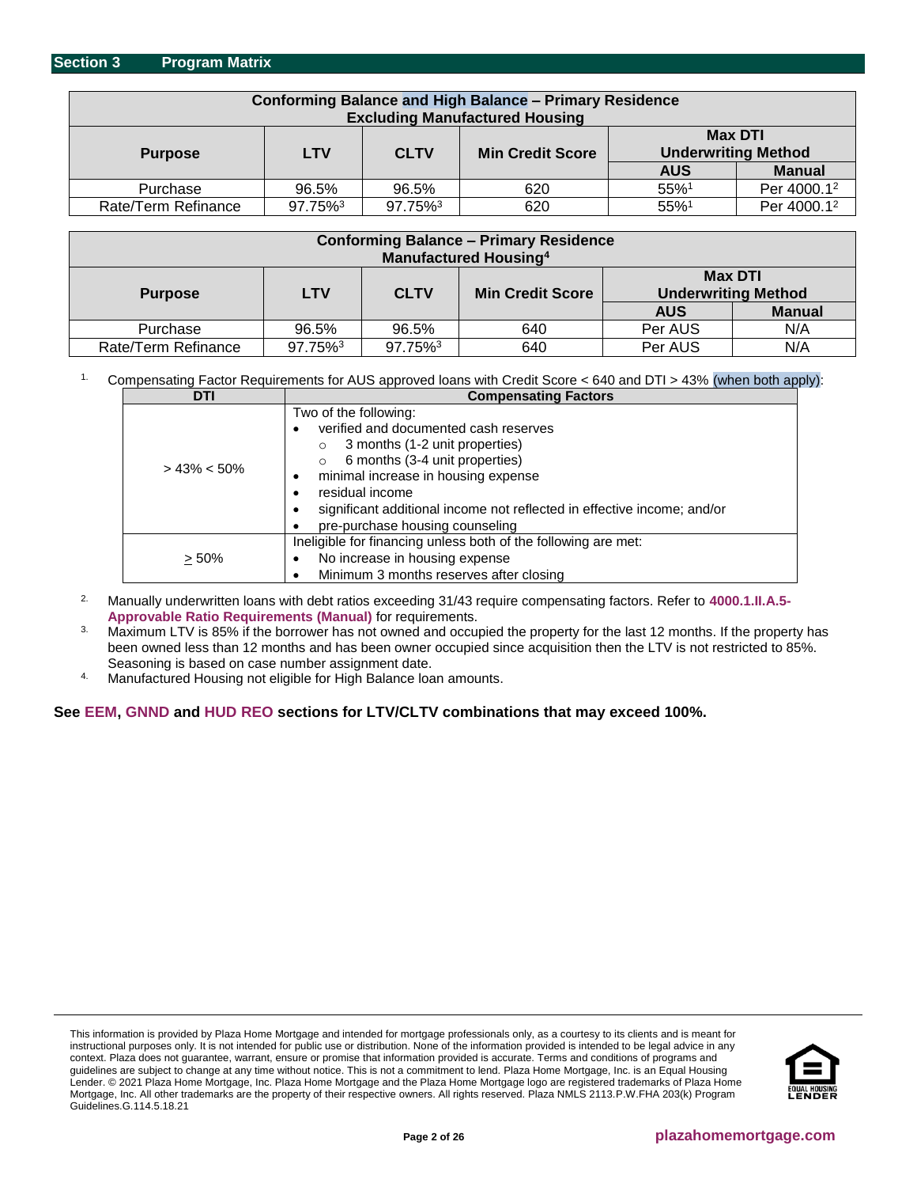## Section 3 Program Matrix

| Conforming Balance and High Balance – Primary Residence<br>Excluding Manufactured Housing | | | | | |
|---|---|---|---|---|---|
| Purpose | LTV | CLTV | Min Credit Score | Max DTI<br>Underwriting Method | |
| | | | | AUS | Manual |
| Purchase | 96.5% | 96.5% | 620 | 55%[1] | Per 4000.1[2] |
| Rate/Term Refinance | 97.75%[3] | 97.75%[3] | 620 | 55%[1] | Per 4000.1[2] |

| Conforming Balance – Primary Residence<br>Manufactured Housing[4] | | | | | |
|---|---|---|---|---|---|
| Purpose | LTV | CLTV | Min Credit Score | Max DTI<br>Underwriting Method | |
| | | | | AUS | Manual |
| Purchase | 96.5% | 96.5% | 640 | Per AUS | N/A |
| Rate/Term Refinance | 97.75%[3] | 97.75%[3] | 640 | Per AUS | N/A |

1. Compensating Factor Requirements for AUS approved loans with Credit Score < 640 and DTI > 43% (when both apply):

| DTI | Compensating Factors |
|---|---|
| > 43% < 50% | Two of the following:<br>• verified and documented cash reserves<br>  ○ 3 months (1-2 unit properties)<br>  ○ 6 months (3-4 unit properties)<br>• minimal increase in housing expense<br>• residual income<br>• significant additional income not reflected in effective income; and/or<br>• pre-purchase housing counseling |
| ≥ 50% | Ineligible for financing unless both of the following are met:<br>• No increase in housing expense<br>• Minimum 3 months reserves after closing |

2. Manually underwritten loans with debt ratios exceeding 31/43 require compensating factors. Refer to **4000.1.II.A.5-Approvable Ratio Requirements (Manual)** for requirements.
3. Maximum LTV is 85% if the borrower has not owned and occupied the property for the last 12 months. If the property has been owned less than 12 months and has been owner occupied since acquisition then the LTV is not restricted to 85%. Seasoning is based on case number assignment date.
4. Manufactured Housing not eligible for High Balance loan amounts.

**See EEM, GNND and HUD REO sections for LTV/CLTV combinations that may exceed 100%.**

This information is provided by Plaza Home Mortgage and intended for mortgage professionals only, as a courtesy to its clients and is meant for instructional purposes only. It is not intended for public use or distribution. None of the information provided is intended to be legal advice in any context. Plaza does not guarantee, warrant, ensure or promise that information provided is accurate. Terms and conditions of programs and guidelines are subject to change at any time without notice. This is not a commitment to lend. Plaza Home Mortgage, Inc. is an Equal Housing Lender. © 2021 Plaza Home Mortgage, Inc. Plaza Home Mortgage and the Plaza Home Mortgage logo are registered trademarks of Plaza Home Mortgage, Inc. All other trademarks are the property of their respective owners. All rights reserved. Plaza NMLS 2113.P.W.FHA 203(k) Program Guidelines.G.114.5.18.21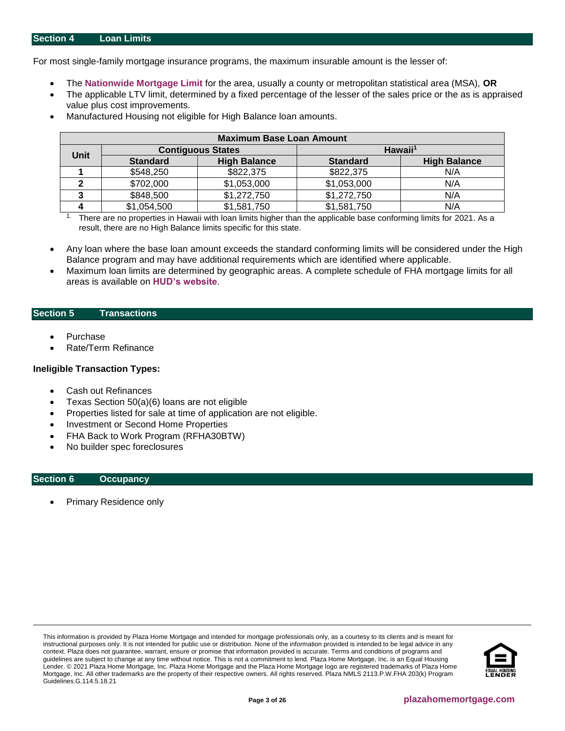## Section 4 Loan Limits

For most single-family mortgage insurance programs, the maximum insurable amount is the lesser of:

- The **Nationwide Mortgage Limit** for the area, usually a county or metropolitan statistical area (MSA), **OR**
- The applicable LTV limit, determined by a fixed percentage of the lesser of the sales price or the as is appraised value plus cost improvements.
- Manufactured Housing not eligible for High Balance loan amounts.

| Maximum Base Loan Amount | | | | |
|---|---|---|---|---|
| **Unit** | **Contiguous States** | | **Hawaii[1]** | |
| | **Standard** | **High Balance** | **Standard** | **High Balance** |
| **1** | $548,250 | $822,375 | $822,375 | N/A |
| **2** | $702,000 | $1,053,000 | $1,053,000 | N/A |
| **3** | $848,500 | $1,272,750 | $1,272,750 | N/A |
| **4** | $1,054,500 | $1,581,750 | $1,581,750 | N/A |

1. There are no properties in Hawaii with loan limits higher than the applicable base conforming limits for 2021. As a result, there are no High Balance limits specific for this state.

- Any loan where the base loan amount exceeds the standard conforming limits will be considered under the High Balance program and may have additional requirements which are identified where applicable.
- Maximum loan limits are determined by geographic areas. A complete schedule of FHA mortgage limits for all areas is available on **HUD's website**.

## Section 5 Transactions

- Purchase
- Rate/Term Refinance

**Ineligible Transaction Types:**

- Cash out Refinances
- Texas Section 50(a)(6) loans are not eligible
- Properties listed for sale at time of application are not eligible.
- Investment or Second Home Properties
- FHA Back to Work Program (RFHA30BTW)
- No builder spec foreclosures

## Section 6 Occupancy

- Primary Residence only

This information is provided by Plaza Home Mortgage and intended for mortgage professionals only, as a courtesy to its clients and is meant for instructional purposes only. It is not intended for public use or distribution. None of the information provided is intended to be legal advice in any context. Plaza does not guarantee, warrant, ensure or promise that information provided is accurate. Terms and conditions of programs and guidelines are subject to change at any time without notice. This is not a commitment to lend. Plaza Home Mortgage, Inc. is an Equal Housing Lender. © 2021 Plaza Home Mortgage, Inc. Plaza Home Mortgage and the Plaza Home Mortgage logo are registered trademarks of Plaza Home Mortgage, Inc. All other trademarks are the property of their respective owners. All rights reserved. Plaza NMLS 2113.P.W.FHA 203(k) Program Guidelines.G.114.5.18.21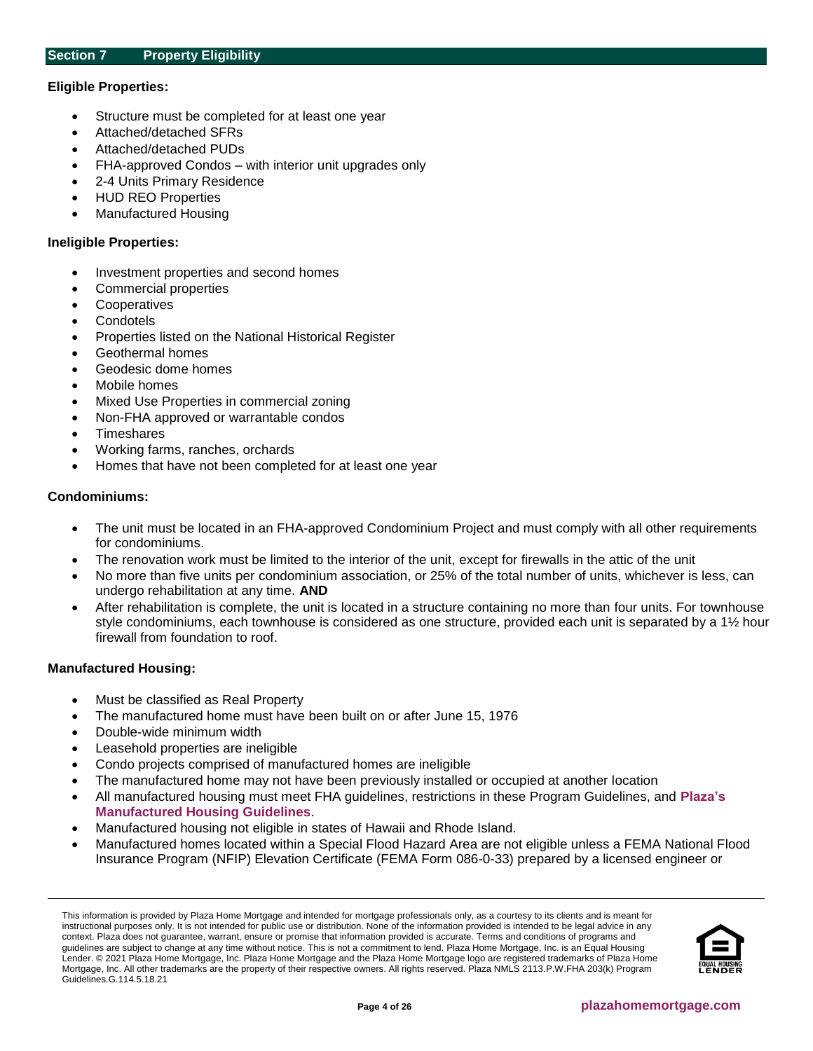## Section 7 Property Eligibility

**Eligible Properties:**

- Structure must be completed for at least one year
- Attached/detached SFRs
- Attached/detached PUDs
- FHA-approved Condos – with interior unit upgrades only
- 2-4 Units Primary Residence
- HUD REO Properties
- Manufactured Housing

**Ineligible Properties:**

- Investment properties and second homes
- Commercial properties
- Cooperatives
- Condotels
- Properties listed on the National Historical Register
- Geothermal homes
- Geodesic dome homes
- Mobile homes
- Mixed Use Properties in commercial zoning
- Non-FHA approved or warrantable condos
- Timeshares
- Working farms, ranches, orchards
- Homes that have not been completed for at least one year

**Condominiums:**

- The unit must be located in an FHA-approved Condominium Project and must comply with all other requirements for condominiums.
- The renovation work must be limited to the interior of the unit, except for firewalls in the attic of the unit
- No more than five units per condominium association, or 25% of the total number of units, whichever is less, can undergo rehabilitation at any time. **AND**
- After rehabilitation is complete, the unit is located in a structure containing no more than four units. For townhouse style condominiums, each townhouse is considered as one structure, provided each unit is separated by a 1½ hour firewall from foundation to roof.

**Manufactured Housing:**

- Must be classified as Real Property
- The manufactured home must have been built on or after June 15, 1976
- Double-wide minimum width
- Leasehold properties are ineligible
- Condo projects comprised of manufactured homes are ineligible
- The manufactured home may not have been previously installed or occupied at another location
- All manufactured housing must meet FHA guidelines, restrictions in these Program Guidelines, and **Plaza's Manufactured Housing Guidelines**.
- Manufactured housing not eligible in states of Hawaii and Rhode Island.
- Manufactured homes located within a Special Flood Hazard Area are not eligible unless a FEMA National Flood Insurance Program (NFIP) Elevation Certificate (FEMA Form 086-0-33) prepared by a licensed engineer or

This information is provided by Plaza Home Mortgage and intended for mortgage professionals only, as a courtesy to its clients and is meant for instructional purposes only. It is not intended for public use or distribution. None of the information provided is intended to be legal advice in any context. Plaza does not guarantee, warrant, ensure or promise that information provided is accurate. Terms and conditions of programs and guidelines are subject to change at any time without notice. This is not a commitment to lend. Plaza Home Mortgage, Inc. is an Equal Housing Lender. © 2021 Plaza Home Mortgage, Inc. Plaza Home Mortgage and the Plaza Home Mortgage logo are registered trademarks of Plaza Home Mortgage, Inc. All other trademarks are the property of their respective owners. All rights reserved. Plaza NMLS 2113.P.W.FHA 203(k) Program Guidelines.G.114.5.18.21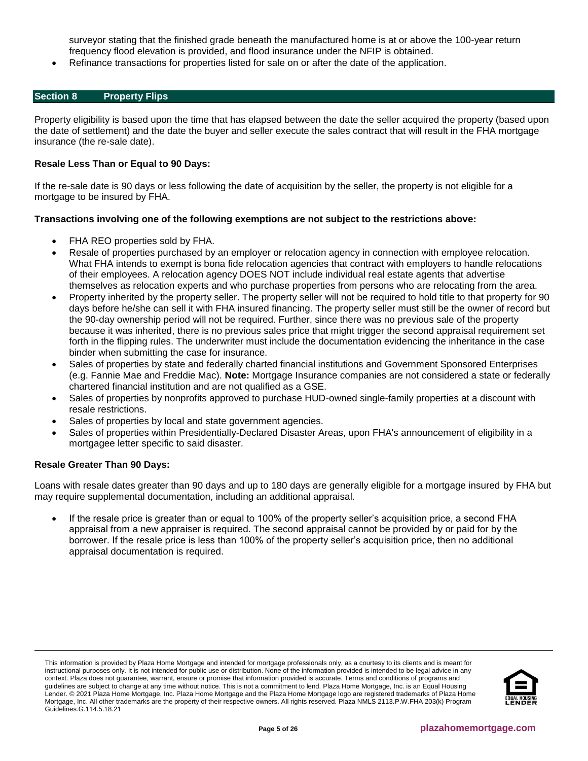surveyor stating that the finished grade beneath the manufactured home is at or above the 100-year return frequency flood elevation is provided, and flood insurance under the NFIP is obtained.

- Refinance transactions for properties listed for sale on or after the date of the application.

## Section 8 Property Flips

Property eligibility is based upon the time that has elapsed between the date the seller acquired the property (based upon the date of settlement) and the date the buyer and seller execute the sales contract that will result in the FHA mortgage insurance (the re-sale date).

**Resale Less Than or Equal to 90 Days:**

If the re-sale date is 90 days or less following the date of acquisition by the seller, the property is not eligible for a mortgage to be insured by FHA.

**Transactions involving one of the following exemptions are not subject to the restrictions above:**

- FHA REO properties sold by FHA.
- Resale of properties purchased by an employer or relocation agency in connection with employee relocation. What FHA intends to exempt is bona fide relocation agencies that contract with employers to handle relocations of their employees. A relocation agency DOES NOT include individual real estate agents that advertise themselves as relocation experts and who purchase properties from persons who are relocating from the area.
- Property inherited by the property seller. The property seller will not be required to hold title to that property for 90 days before he/she can sell it with FHA insured financing. The property seller must still be the owner of record but the 90-day ownership period will not be required. Further, since there was no previous sale of the property because it was inherited, there is no previous sales price that might trigger the second appraisal requirement set forth in the flipping rules. The underwriter must include the documentation evidencing the inheritance in the case binder when submitting the case for insurance.
- Sales of properties by state and federally charted financial institutions and Government Sponsored Enterprises (e.g. Fannie Mae and Freddie Mac). **Note:** Mortgage Insurance companies are not considered a state or federally chartered financial institution and are not qualified as a GSE.
- Sales of properties by nonprofits approved to purchase HUD-owned single-family properties at a discount with resale restrictions.
- Sales of properties by local and state government agencies.
- Sales of properties within Presidentially-Declared Disaster Areas, upon FHA's announcement of eligibility in a mortgagee letter specific to said disaster.

**Resale Greater Than 90 Days:**

Loans with resale dates greater than 90 days and up to 180 days are generally eligible for a mortgage insured by FHA but may require supplemental documentation, including an additional appraisal.

- If the resale price is greater than or equal to 100% of the property seller's acquisition price, a second FHA appraisal from a new appraiser is required. The second appraisal cannot be provided by or paid for by the borrower. If the resale price is less than 100% of the property seller's acquisition price, then no additional appraisal documentation is required.

This information is provided by Plaza Home Mortgage and intended for mortgage professionals only, as a courtesy to its clients and is meant for instructional purposes only. It is not intended for public use or distribution. None of the information provided is intended to be legal advice in any context. Plaza does not guarantee, warrant, ensure or promise that information provided is accurate. Terms and conditions of programs and guidelines are subject to change at any time without notice. This is not a commitment to lend. Plaza Home Mortgage, Inc. is an Equal Housing Lender. © 2021 Plaza Home Mortgage, Inc. Plaza Home Mortgage and the Plaza Home Mortgage logo are registered trademarks of Plaza Home Mortgage, Inc. All other trademarks are the property of their respective owners. All rights reserved. Plaza NMLS 2113.P.W.FHA 203(k) Program Guidelines.G.114.5.18.21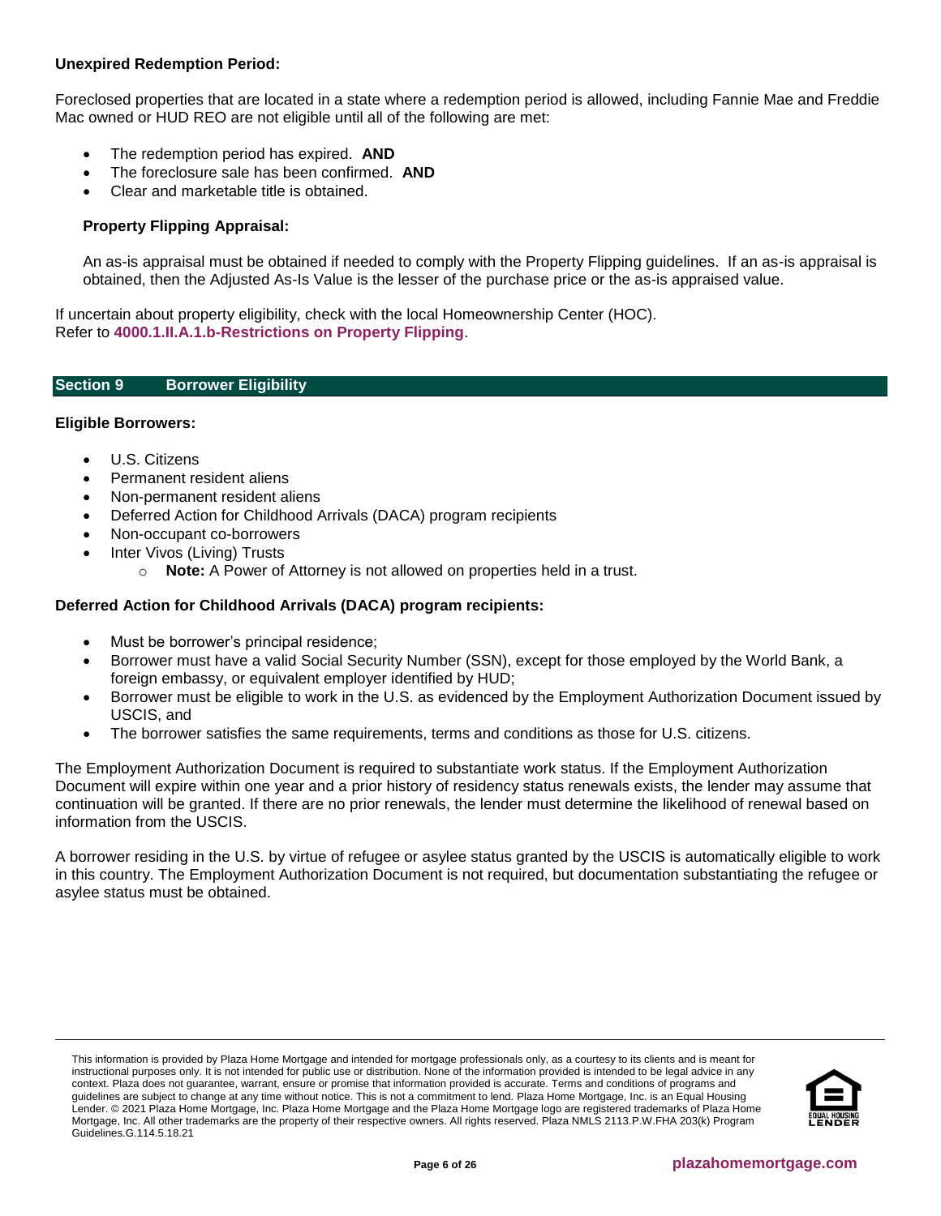**Unexpired Redemption Period:**

Foreclosed properties that are located in a state where a redemption period is allowed, including Fannie Mae and Freddie Mac owned or HUD REO are not eligible until all of the following are met:

- The redemption period has expired. **AND**
- The foreclosure sale has been confirmed. **AND**
- Clear and marketable title is obtained.

**Property Flipping Appraisal:**

An as-is appraisal must be obtained if needed to comply with the Property Flipping guidelines. If an as-is appraisal is obtained, then the Adjusted As-Is Value is the lesser of the purchase price or the as-is appraised value.

If uncertain about property eligibility, check with the local Homeownership Center (HOC).
Refer to **4000.1.II.A.1.b-Restrictions on Property Flipping**.

## Section 9 Borrower Eligibility

**Eligible Borrowers:**

- U.S. Citizens
- Permanent resident aliens
- Non-permanent resident aliens
- Deferred Action for Childhood Arrivals (DACA) program recipients
- Non-occupant co-borrowers
- Inter Vivos (Living) Trusts
  - **Note:** A Power of Attorney is not allowed on properties held in a trust.

**Deferred Action for Childhood Arrivals (DACA) program recipients:**

- Must be borrower's principal residence;
- Borrower must have a valid Social Security Number (SSN), except for those employed by the World Bank, a foreign embassy, or equivalent employer identified by HUD;
- Borrower must be eligible to work in the U.S. as evidenced by the Employment Authorization Document issued by USCIS, and
- The borrower satisfies the same requirements, terms and conditions as those for U.S. citizens.

The Employment Authorization Document is required to substantiate work status. If the Employment Authorization Document will expire within one year and a prior history of residency status renewals exists, the lender may assume that continuation will be granted. If there are no prior renewals, the lender must determine the likelihood of renewal based on information from the USCIS.

A borrower residing in the U.S. by virtue of refugee or asylee status granted by the USCIS is automatically eligible to work in this country. The Employment Authorization Document is not required, but documentation substantiating the refugee or asylee status must be obtained.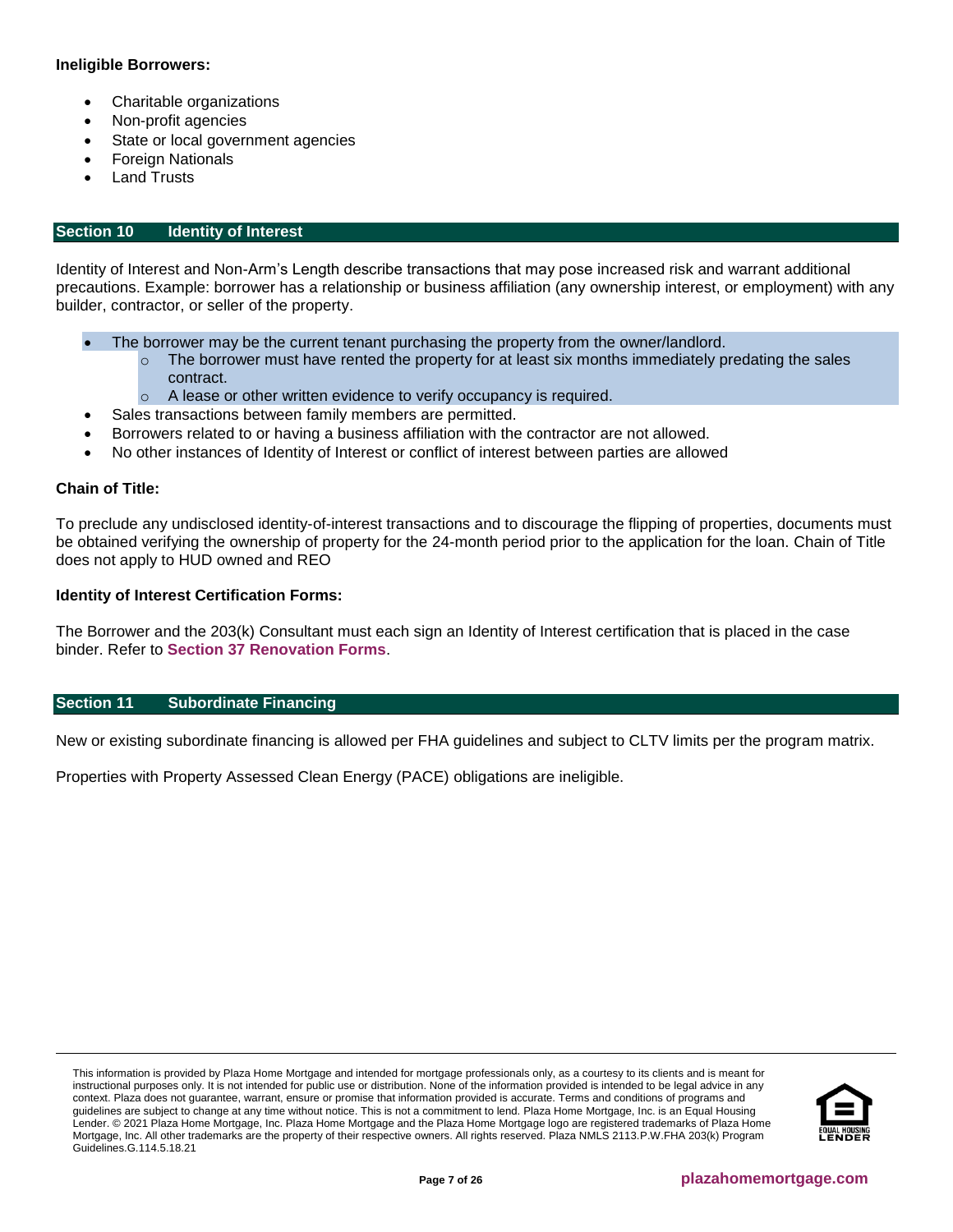**Ineligible Borrowers:**

- Charitable organizations
- Non-profit agencies
- State or local government agencies
- Foreign Nationals
- Land Trusts

## Section 10 Identity of Interest

Identity of Interest and Non-Arm's Length describe transactions that may pose increased risk and warrant additional precautions. Example: borrower has a relationship or business affiliation (any ownership interest, or employment) with any builder, contractor, or seller of the property.

- The borrower may be the current tenant purchasing the property from the owner/landlord.
  - The borrower must have rented the property for at least six months immediately predating the sales contract.
  - A lease or other written evidence to verify occupancy is required.
- Sales transactions between family members are permitted.
- Borrowers related to or having a business affiliation with the contractor are not allowed.
- No other instances of Identity of Interest or conflict of interest between parties are allowed

**Chain of Title:**

To preclude any undisclosed identity-of-interest transactions and to discourage the flipping of properties, documents must be obtained verifying the ownership of property for the 24-month period prior to the application for the loan. Chain of Title does not apply to HUD owned and REO

**Identity of Interest Certification Forms:**

The Borrower and the 203(k) Consultant must each sign an Identity of Interest certification that is placed in the case binder. Refer to **Section 37 Renovation Forms**.

## Section 11 Subordinate Financing

New or existing subordinate financing is allowed per FHA guidelines and subject to CLTV limits per the program matrix.

Properties with Property Assessed Clean Energy (PACE) obligations are ineligible.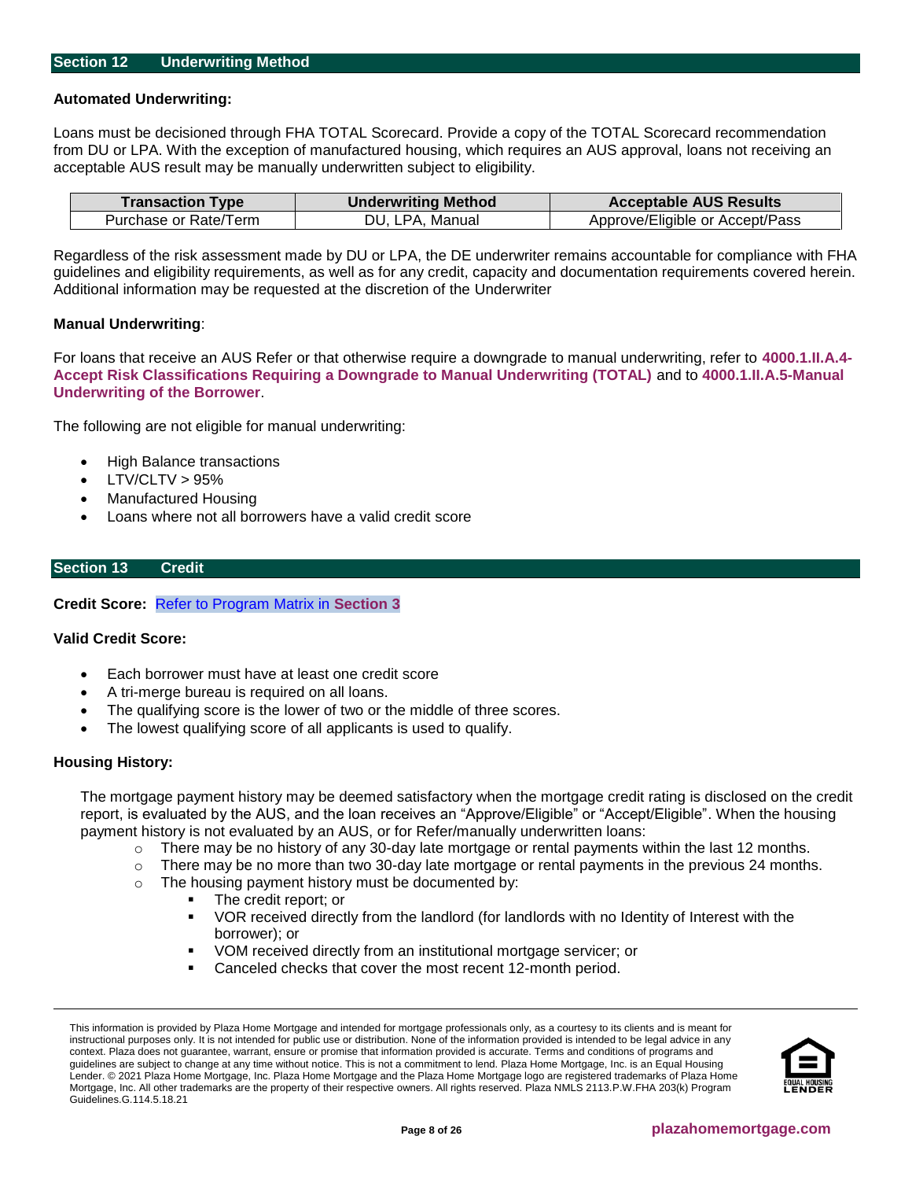## Section 12 Underwriting Method

**Automated Underwriting:**

Loans must be decisioned through FHA TOTAL Scorecard. Provide a copy of the TOTAL Scorecard recommendation from DU or LPA. With the exception of manufactured housing, which requires an AUS approval, loans not receiving an acceptable AUS result may be manually underwritten subject to eligibility.

| Transaction Type | Underwriting Method | Acceptable AUS Results |
|---|---|---|
| Purchase or Rate/Term | DU, LPA, Manual | Approve/Eligible or Accept/Pass |

Regardless of the risk assessment made by DU or LPA, the DE underwriter remains accountable for compliance with FHA guidelines and eligibility requirements, as well as for any credit, capacity and documentation requirements covered herein. Additional information may be requested at the discretion of the Underwriter

**Manual Underwriting**:

For loans that receive an AUS Refer or that otherwise require a downgrade to manual underwriting, refer to **4000.1.II.A.4-Accept Risk Classifications Requiring a Downgrade to Manual Underwriting (TOTAL)** and to **4000.1.II.A.5-Manual Underwriting of the Borrower**.

The following are not eligible for manual underwriting:

- High Balance transactions
- LTV/CLTV > 95%
- Manufactured Housing
- Loans where not all borrowers have a valid credit score

## Section 13 Credit

**Credit Score:** Refer to Program Matrix in **Section 3**

**Valid Credit Score:**

- Each borrower must have at least one credit score
- A tri-merge bureau is required on all loans.
- The qualifying score is the lower of two or the middle of three scores.
- The lowest qualifying score of all applicants is used to qualify.

**Housing History:**

The mortgage payment history may be deemed satisfactory when the mortgage credit rating is disclosed on the credit report, is evaluated by the AUS, and the loan receives an "Approve/Eligible" or "Accept/Eligible". When the housing payment history is not evaluated by an AUS, or for Refer/manually underwritten loans:

- There may be no history of any 30-day late mortgage or rental payments within the last 12 months.
- There may be no more than two 30-day late mortgage or rental payments in the previous 24 months.
- The housing payment history must be documented by:
  - The credit report; or
  - VOR received directly from the landlord (for landlords with no Identity of Interest with the borrower); or
  - VOM received directly from an institutional mortgage servicer; or
  - Canceled checks that cover the most recent 12-month period.

This information is provided by Plaza Home Mortgage and intended for mortgage professionals only, as a courtesy to its clients and is meant for instructional purposes only. It is not intended for public use or distribution. None of the information provided is intended to be legal advice in any context. Plaza does not guarantee, warrant, ensure or promise that information provided is accurate. Terms and conditions of programs and guidelines are subject to change at any time without notice. This is not a commitment to lend. Plaza Home Mortgage, Inc. is an Equal Housing Lender. © 2021 Plaza Home Mortgage, Inc. Plaza Home Mortgage and the Plaza Home Mortgage logo are registered trademarks of Plaza Home Mortgage, Inc. All other trademarks are the property of their respective owners. All rights reserved. Plaza NMLS 2113.P.W.FHA 203(k) Program Guidelines.G.114.5.18.21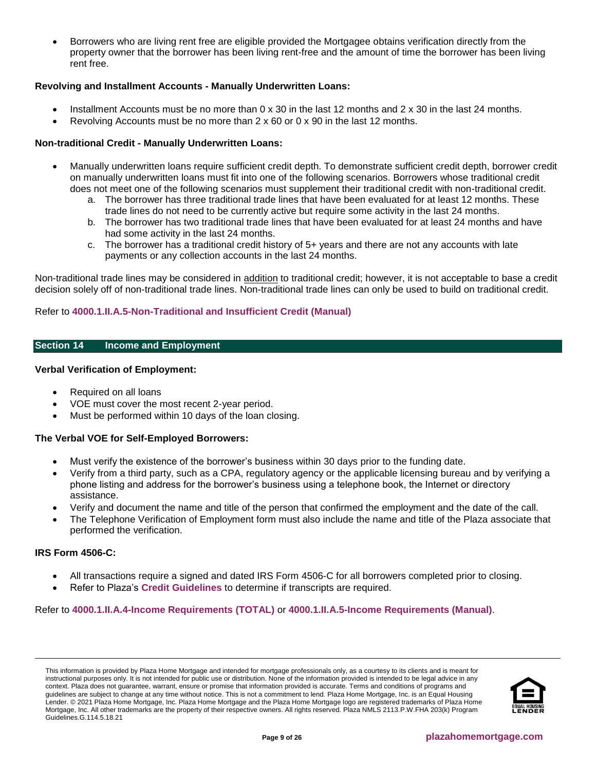- Borrowers who are living rent free are eligible provided the Mortgagee obtains verification directly from the property owner that the borrower has been living rent-free and the amount of time the borrower has been living rent free.

**Revolving and Installment Accounts - Manually Underwritten Loans:**

- Installment Accounts must be no more than 0 x 30 in the last 12 months and 2 x 30 in the last 24 months.
- Revolving Accounts must be no more than 2 x 60 or 0 x 90 in the last 12 months.

**Non-traditional Credit - Manually Underwritten Loans:**

- Manually underwritten loans require sufficient credit depth. To demonstrate sufficient credit depth, borrower credit on manually underwritten loans must fit into one of the following scenarios. Borrowers whose traditional credit does not meet one of the following scenarios must supplement their traditional credit with non-traditional credit.
  a. The borrower has three traditional trade lines that have been evaluated for at least 12 months. These trade lines do not need to be currently active but require some activity in the last 24 months.
  b. The borrower has two traditional trade lines that have been evaluated for at least 24 months and have had some activity in the last 24 months.
  c. The borrower has a traditional credit history of 5+ years and there are not any accounts with late payments or any collection accounts in the last 24 months.

Non-traditional trade lines may be considered in addition to traditional credit; however, it is not acceptable to base a credit decision solely off of non-traditional trade lines. Non-traditional trade lines can only be used to build on traditional credit.

Refer to **4000.1.II.A.5-Non-Traditional and Insufficient Credit (Manual)**

## Section 14 Income and Employment

**Verbal Verification of Employment:**

- Required on all loans
- VOE must cover the most recent 2-year period.
- Must be performed within 10 days of the loan closing.

**The Verbal VOE for Self-Employed Borrowers:**

- Must verify the existence of the borrower's business within 30 days prior to the funding date.
- Verify from a third party, such as a CPA, regulatory agency or the applicable licensing bureau and by verifying a phone listing and address for the borrower's business using a telephone book, the Internet or directory assistance.
- Verify and document the name and title of the person that confirmed the employment and the date of the call.
- The Telephone Verification of Employment form must also include the name and title of the Plaza associate that performed the verification.

**IRS Form 4506-C:**

- All transactions require a signed and dated IRS Form 4506-C for all borrowers completed prior to closing.
- Refer to Plaza's **Credit Guidelines** to determine if transcripts are required.

Refer to **4000.1.II.A.4-Income Requirements (TOTAL)** or **4000.1.II.A.5-Income Requirements (Manual)**.

This information is provided by Plaza Home Mortgage and intended for mortgage professionals only, as a courtesy to its clients and is meant for instructional purposes only. It is not intended for public use or distribution. None of the information provided is intended to be legal advice in any context. Plaza does not guarantee, warrant, ensure or promise that information provided is accurate. Terms and conditions of programs and guidelines are subject to change at any time without notice. This is not a commitment to lend. Plaza Home Mortgage, Inc. is an Equal Housing Lender. © 2021 Plaza Home Mortgage, Inc. Plaza Home Mortgage and the Plaza Home Mortgage logo are registered trademarks of Plaza Home Mortgage, Inc. All other trademarks are the property of their respective owners. All rights reserved. Plaza NMLS 2113.P.W.FHA 203(k) Program Guidelines.G.114.5.18.21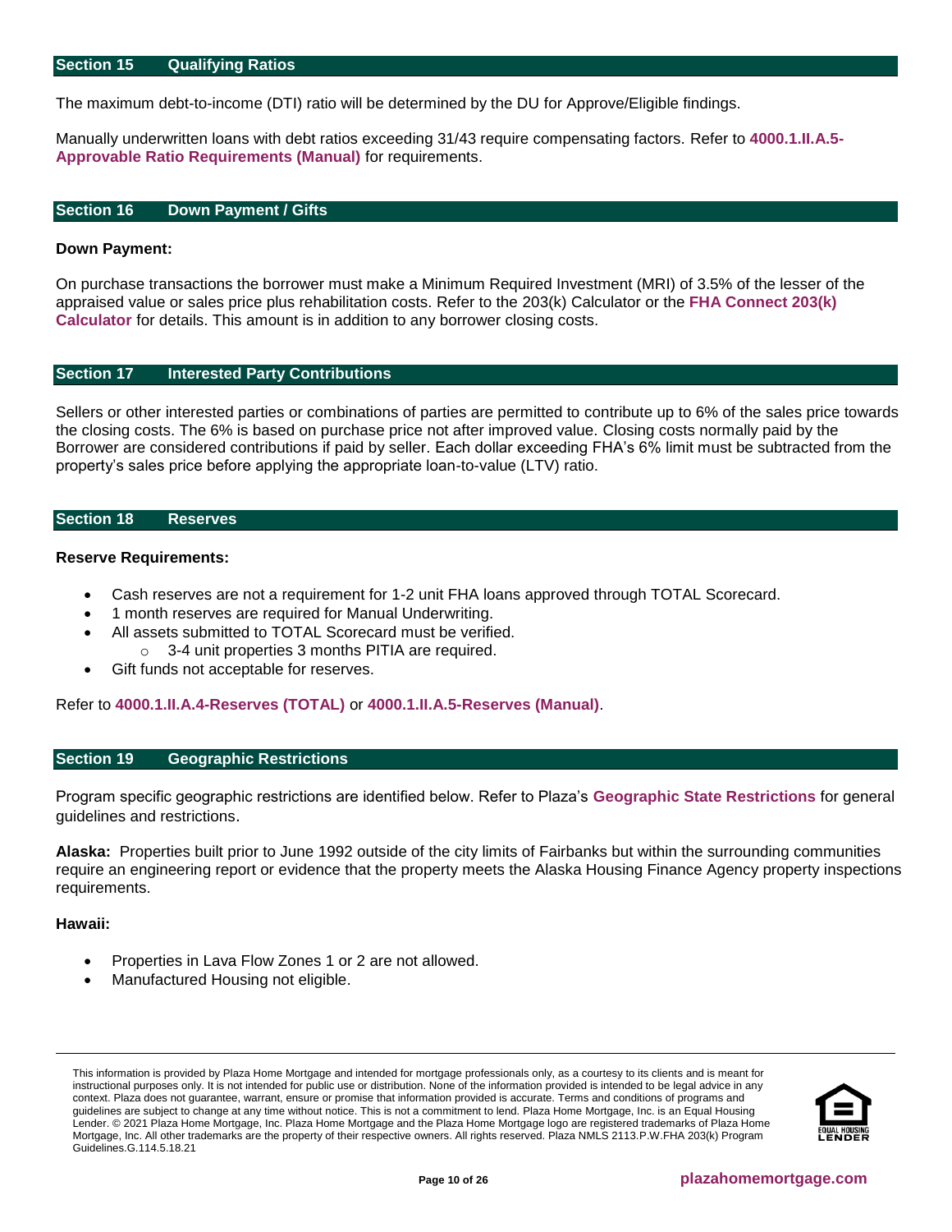## Section 15 Qualifying Ratios

The maximum debt-to-income (DTI) ratio will be determined by the DU for Approve/Eligible findings.

Manually underwritten loans with debt ratios exceeding 31/43 require compensating factors. Refer to **4000.1.II.A.5-Approvable Ratio Requirements (Manual)** for requirements.

## Section 16 Down Payment / Gifts

**Down Payment:**

On purchase transactions the borrower must make a Minimum Required Investment (MRI) of 3.5% of the lesser of the appraised value or sales price plus rehabilitation costs. Refer to the 203(k) Calculator or the **FHA Connect 203(k) Calculator** for details. This amount is in addition to any borrower closing costs.

## Section 17 Interested Party Contributions

Sellers or other interested parties or combinations of parties are permitted to contribute up to 6% of the sales price towards the closing costs. The 6% is based on purchase price not after improved value. Closing costs normally paid by the Borrower are considered contributions if paid by seller. Each dollar exceeding FHA's 6% limit must be subtracted from the property's sales price before applying the appropriate loan-to-value (LTV) ratio.

## Section 18 Reserves

**Reserve Requirements:**

- Cash reserves are not a requirement for 1-2 unit FHA loans approved through TOTAL Scorecard.
- 1 month reserves are required for Manual Underwriting.
- All assets submitted to TOTAL Scorecard must be verified.
  - 3-4 unit properties 3 months PITIA are required.
- Gift funds not acceptable for reserves.

Refer to **4000.1.II.A.4-Reserves (TOTAL)** or **4000.1.II.A.5-Reserves (Manual)**.

## Section 19 Geographic Restrictions

Program specific geographic restrictions are identified below. Refer to Plaza's **Geographic State Restrictions** for general guidelines and restrictions.

**Alaska:** Properties built prior to June 1992 outside of the city limits of Fairbanks but within the surrounding communities require an engineering report or evidence that the property meets the Alaska Housing Finance Agency property inspections requirements.

**Hawaii:**

- Properties in Lava Flow Zones 1 or 2 are not allowed.
- Manufactured Housing not eligible.

This information is provided by Plaza Home Mortgage and intended for mortgage professionals only, as a courtesy to its clients and is meant for instructional purposes only. It is not intended for public use or distribution. None of the information provided is intended to be legal advice in any context. Plaza does not guarantee, warrant, ensure or promise that information provided is accurate. Terms and conditions of programs and guidelines are subject to change at any time without notice. This is not a commitment to lend. Plaza Home Mortgage, Inc. is an Equal Housing Lender. © 2021 Plaza Home Mortgage, Inc. Plaza Home Mortgage and the Plaza Home Mortgage logo are registered trademarks of Plaza Home Mortgage, Inc. All other trademarks are the property of their respective owners. All rights reserved. Plaza NMLS 2113.P.W.FHA 203(k) Program Guidelines.G.114.5.18.21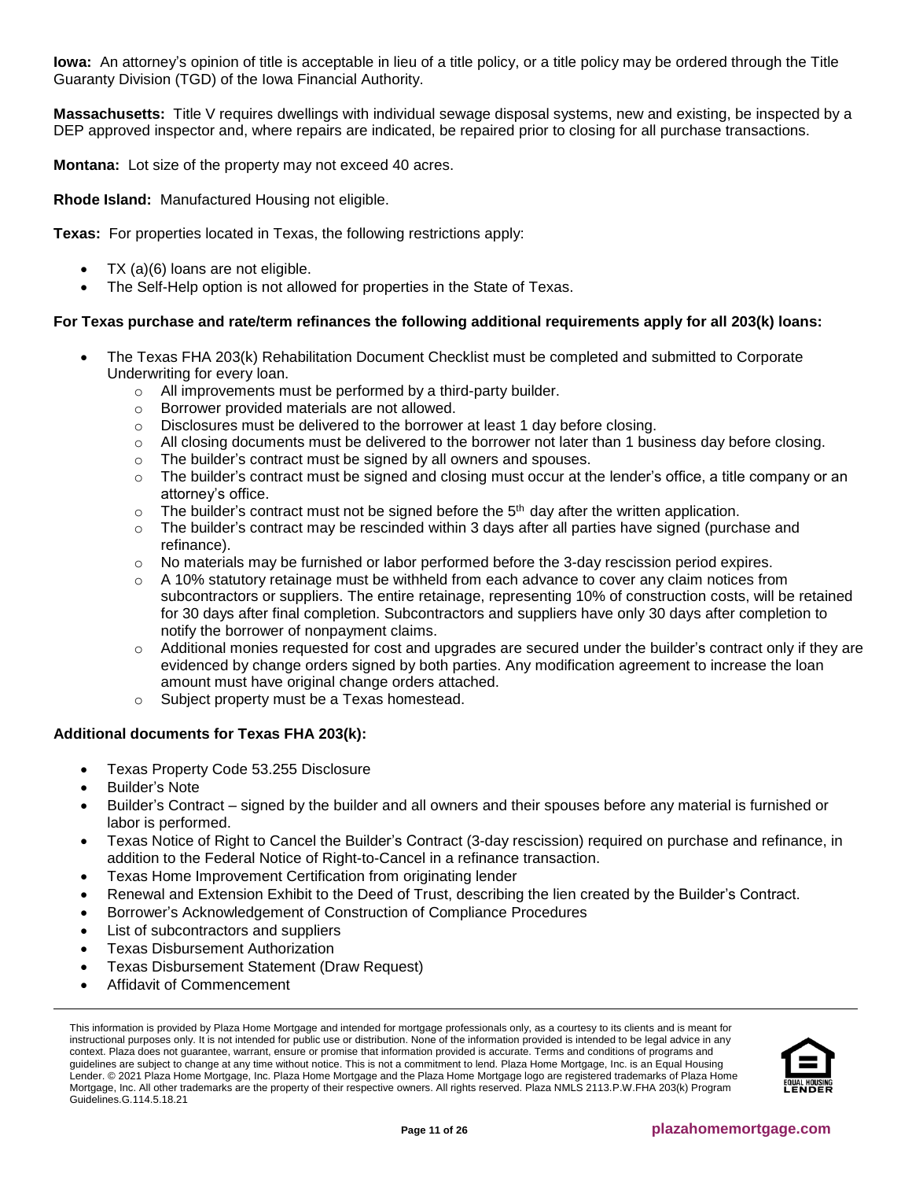**Iowa:** An attorney's opinion of title is acceptable in lieu of a title policy, or a title policy may be ordered through the Title Guaranty Division (TGD) of the Iowa Financial Authority.

**Massachusetts:** Title V requires dwellings with individual sewage disposal systems, new and existing, be inspected by a DEP approved inspector and, where repairs are indicated, be repaired prior to closing for all purchase transactions.

**Montana:** Lot size of the property may not exceed 40 acres.

**Rhode Island:** Manufactured Housing not eligible.

**Texas:** For properties located in Texas, the following restrictions apply:

- TX (a)(6) loans are not eligible.
- The Self-Help option is not allowed for properties in the State of Texas.

**For Texas purchase and rate/term refinances the following additional requirements apply for all 203(k) loans:**

- The Texas FHA 203(k) Rehabilitation Document Checklist must be completed and submitted to Corporate Underwriting for every loan.
  - All improvements must be performed by a third-party builder.
  - Borrower provided materials are not allowed.
  - Disclosures must be delivered to the borrower at least 1 day before closing.
  - All closing documents must be delivered to the borrower not later than 1 business day before closing.
  - The builder's contract must be signed by all owners and spouses.
  - The builder's contract must be signed and closing must occur at the lender's office, a title company or an attorney's office.
  - The builder's contract must not be signed before the 5th day after the written application.
  - The builder's contract may be rescinded within 3 days after all parties have signed (purchase and refinance).
  - No materials may be furnished or labor performed before the 3-day rescission period expires.
  - A 10% statutory retainage must be withheld from each advance to cover any claim notices from subcontractors or suppliers. The entire retainage, representing 10% of construction costs, will be retained for 30 days after final completion. Subcontractors and suppliers have only 30 days after completion to notify the borrower of nonpayment claims.
  - Additional monies requested for cost and upgrades are secured under the builder's contract only if they are evidenced by change orders signed by both parties. Any modification agreement to increase the loan amount must have original change orders attached.
  - Subject property must be a Texas homestead.

**Additional documents for Texas FHA 203(k):**

- Texas Property Code 53.255 Disclosure
- Builder's Note
- Builder's Contract – signed by the builder and all owners and their spouses before any material is furnished or labor is performed.
- Texas Notice of Right to Cancel the Builder's Contract (3-day rescission) required on purchase and refinance, in addition to the Federal Notice of Right-to-Cancel in a refinance transaction.
- Texas Home Improvement Certification from originating lender
- Renewal and Extension Exhibit to the Deed of Trust, describing the lien created by the Builder's Contract.
- Borrower's Acknowledgement of Construction of Compliance Procedures
- List of subcontractors and suppliers
- Texas Disbursement Authorization
- Texas Disbursement Statement (Draw Request)
- Affidavit of Commencement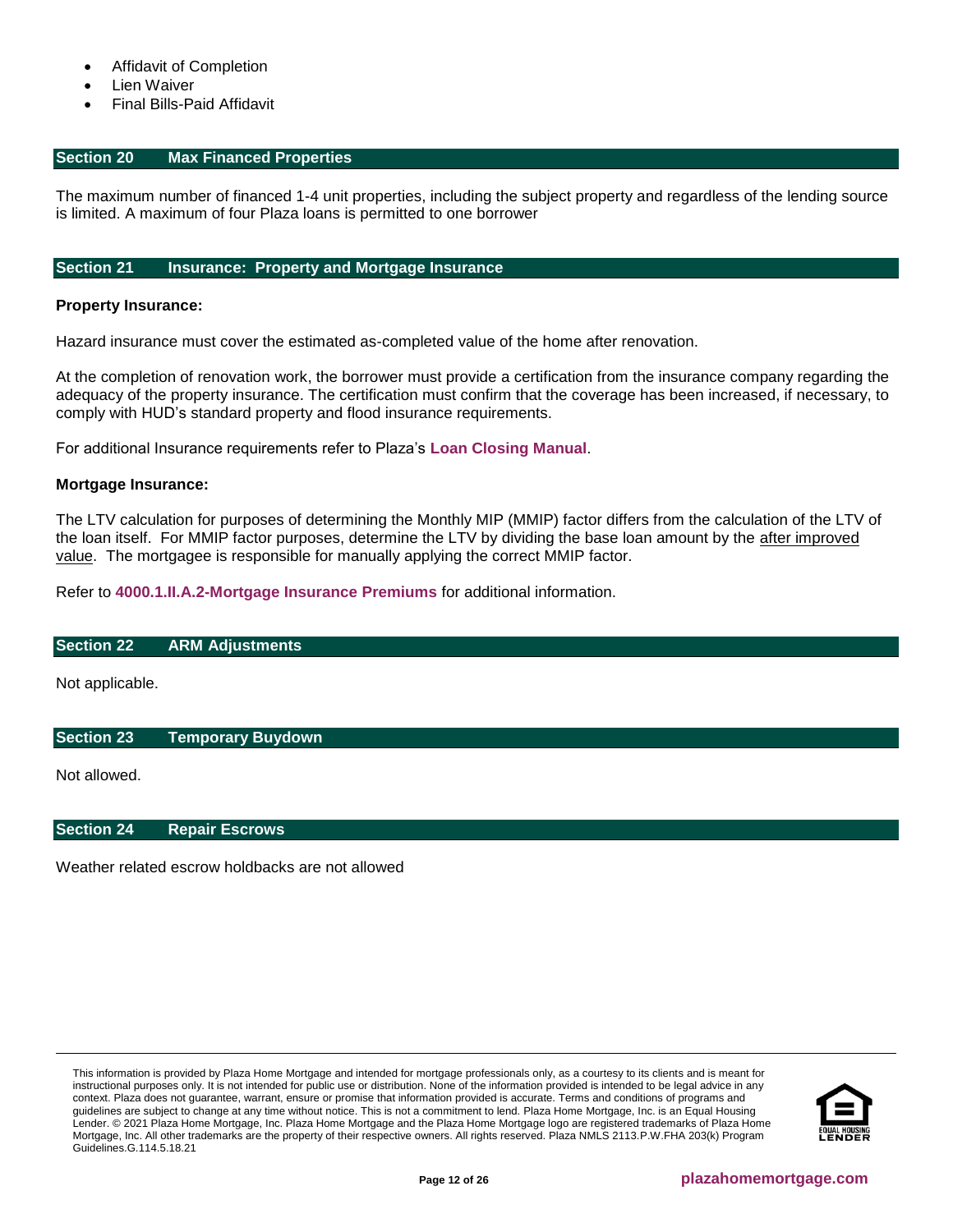- Affidavit of Completion
- Lien Waiver
- Final Bills-Paid Affidavit

## Section 20 Max Financed Properties

The maximum number of financed 1-4 unit properties, including the subject property and regardless of the lending source is limited. A maximum of four Plaza loans is permitted to one borrower

## Section 21 Insurance: Property and Mortgage Insurance

**Property Insurance:**

Hazard insurance must cover the estimated as-completed value of the home after renovation.

At the completion of renovation work, the borrower must provide a certification from the insurance company regarding the adequacy of the property insurance. The certification must confirm that the coverage has been increased, if necessary, to comply with HUD's standard property and flood insurance requirements.

For additional Insurance requirements refer to Plaza's **Loan Closing Manual**.

**Mortgage Insurance:**

The LTV calculation for purposes of determining the Monthly MIP (MMIP) factor differs from the calculation of the LTV of the loan itself. For MMIP factor purposes, determine the LTV by dividing the base loan amount by the after improved value. The mortgagee is responsible for manually applying the correct MMIP factor.

Refer to **4000.1.II.A.2-Mortgage Insurance Premiums** for additional information.

## Section 22 ARM Adjustments

Not applicable.

## Section 23 Temporary Buydown

Not allowed.

## Section 24 Repair Escrows

Weather related escrow holdbacks are not allowed

This information is provided by Plaza Home Mortgage and intended for mortgage professionals only, as a courtesy to its clients and is meant for instructional purposes only. It is not intended for public use or distribution. None of the information provided is intended to be legal advice in any context. Plaza does not guarantee, warrant, ensure or promise that information provided is accurate. Terms and conditions of programs and guidelines are subject to change at any time without notice. This is not a commitment to lend. Plaza Home Mortgage, Inc. is an Equal Housing Lender. © 2021 Plaza Home Mortgage, Inc. Plaza Home Mortgage and the Plaza Home Mortgage logo are registered trademarks of Plaza Home Mortgage, Inc. All other trademarks are the property of their respective owners. All rights reserved. Plaza NMLS 2113.P.W.FHA 203(k) Program Guidelines.G.114.5.18.21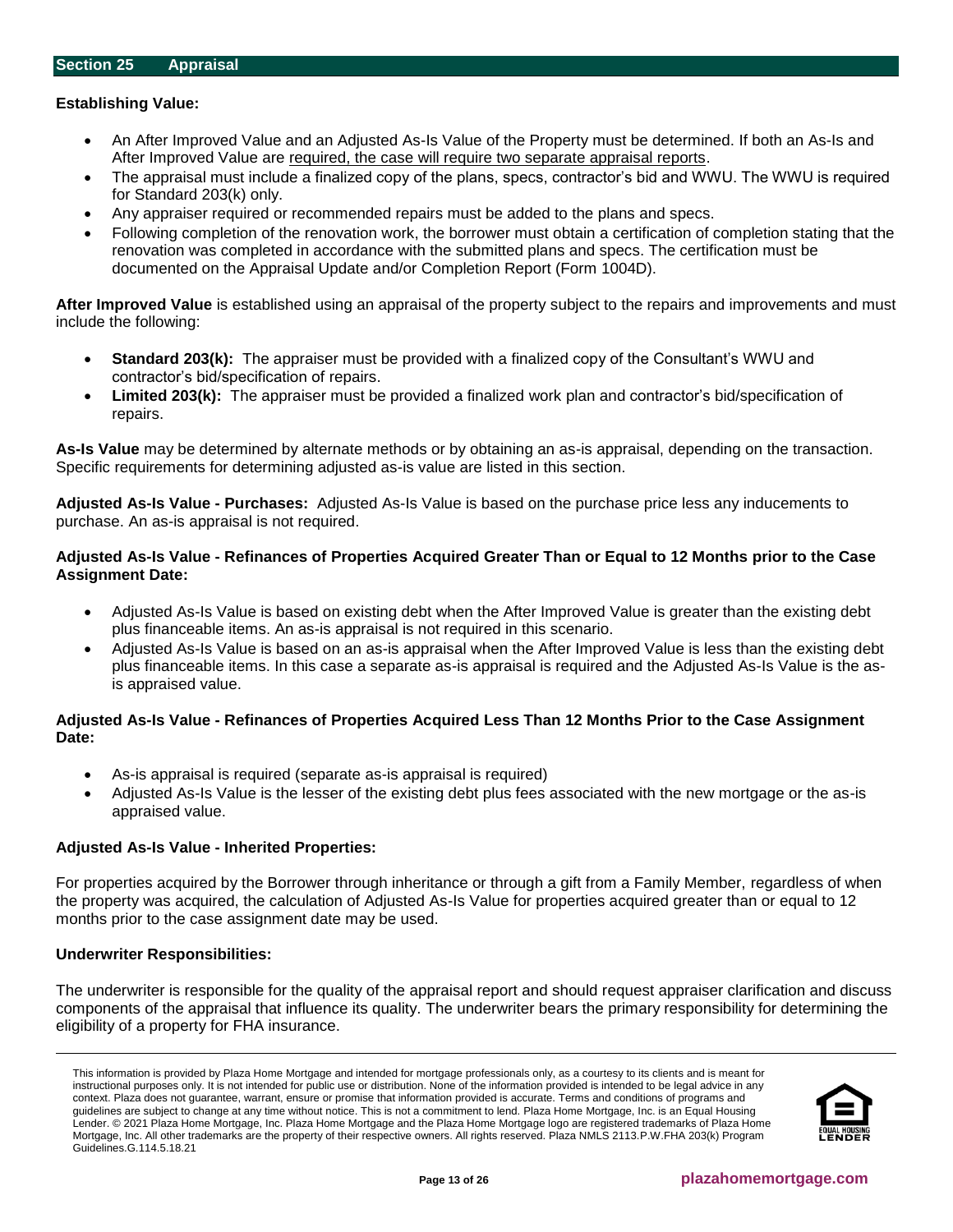## Section 25 Appraisal

**Establishing Value:**

- An After Improved Value and an Adjusted As-Is Value of the Property must be determined. If both an As-Is and After Improved Value are required, the case will require two separate appraisal reports.
- The appraisal must include a finalized copy of the plans, specs, contractor's bid and WWU. The WWU is required for Standard 203(k) only.
- Any appraiser required or recommended repairs must be added to the plans and specs.
- Following completion of the renovation work, the borrower must obtain a certification of completion stating that the renovation was completed in accordance with the submitted plans and specs. The certification must be documented on the Appraisal Update and/or Completion Report (Form 1004D).

**After Improved Value** is established using an appraisal of the property subject to the repairs and improvements and must include the following:

- **Standard 203(k):** The appraiser must be provided with a finalized copy of the Consultant's WWU and contractor's bid/specification of repairs.
- **Limited 203(k):** The appraiser must be provided a finalized work plan and contractor's bid/specification of repairs.

**As-Is Value** may be determined by alternate methods or by obtaining an as-is appraisal, depending on the transaction. Specific requirements for determining adjusted as-is value are listed in this section.

**Adjusted As-Is Value - Purchases:** Adjusted As-Is Value is based on the purchase price less any inducements to purchase. An as-is appraisal is not required.

**Adjusted As-Is Value - Refinances of Properties Acquired Greater Than or Equal to 12 Months prior to the Case Assignment Date:**

- Adjusted As-Is Value is based on existing debt when the After Improved Value is greater than the existing debt plus financeable items. An as-is appraisal is not required in this scenario.
- Adjusted As-Is Value is based on an as-is appraisal when the After Improved Value is less than the existing debt plus financeable items. In this case a separate as-is appraisal is required and the Adjusted As-Is Value is the as-is appraised value.

**Adjusted As-Is Value - Refinances of Properties Acquired Less Than 12 Months Prior to the Case Assignment Date:**

- As-is appraisal is required (separate as-is appraisal is required)
- Adjusted As-Is Value is the lesser of the existing debt plus fees associated with the new mortgage or the as-is appraised value.

**Adjusted As-Is Value - Inherited Properties:**

For properties acquired by the Borrower through inheritance or through a gift from a Family Member, regardless of when the property was acquired, the calculation of Adjusted As-Is Value for properties acquired greater than or equal to 12 months prior to the case assignment date may be used.

**Underwriter Responsibilities:**

The underwriter is responsible for the quality of the appraisal report and should request appraiser clarification and discuss components of the appraisal that influence its quality. The underwriter bears the primary responsibility for determining the eligibility of a property for FHA insurance.

This information is provided by Plaza Home Mortgage and intended for mortgage professionals only, as a courtesy to its clients and is meant for instructional purposes only. It is not intended for public use or distribution. None of the information provided is intended to be legal advice in any context. Plaza does not guarantee, warrant, ensure or promise that information provided is accurate. Terms and conditions of programs and guidelines are subject to change at any time without notice. This is not a commitment to lend. Plaza Home Mortgage, Inc. is an Equal Housing Lender. © 2021 Plaza Home Mortgage, Inc. Plaza Home Mortgage and the Plaza Home Mortgage logo are registered trademarks of Plaza Home Mortgage, Inc. All other trademarks are the property of their respective owners. All rights reserved. Plaza NMLS 2113.P.W.FHA 203(k) Program Guidelines.G.114.5.18.21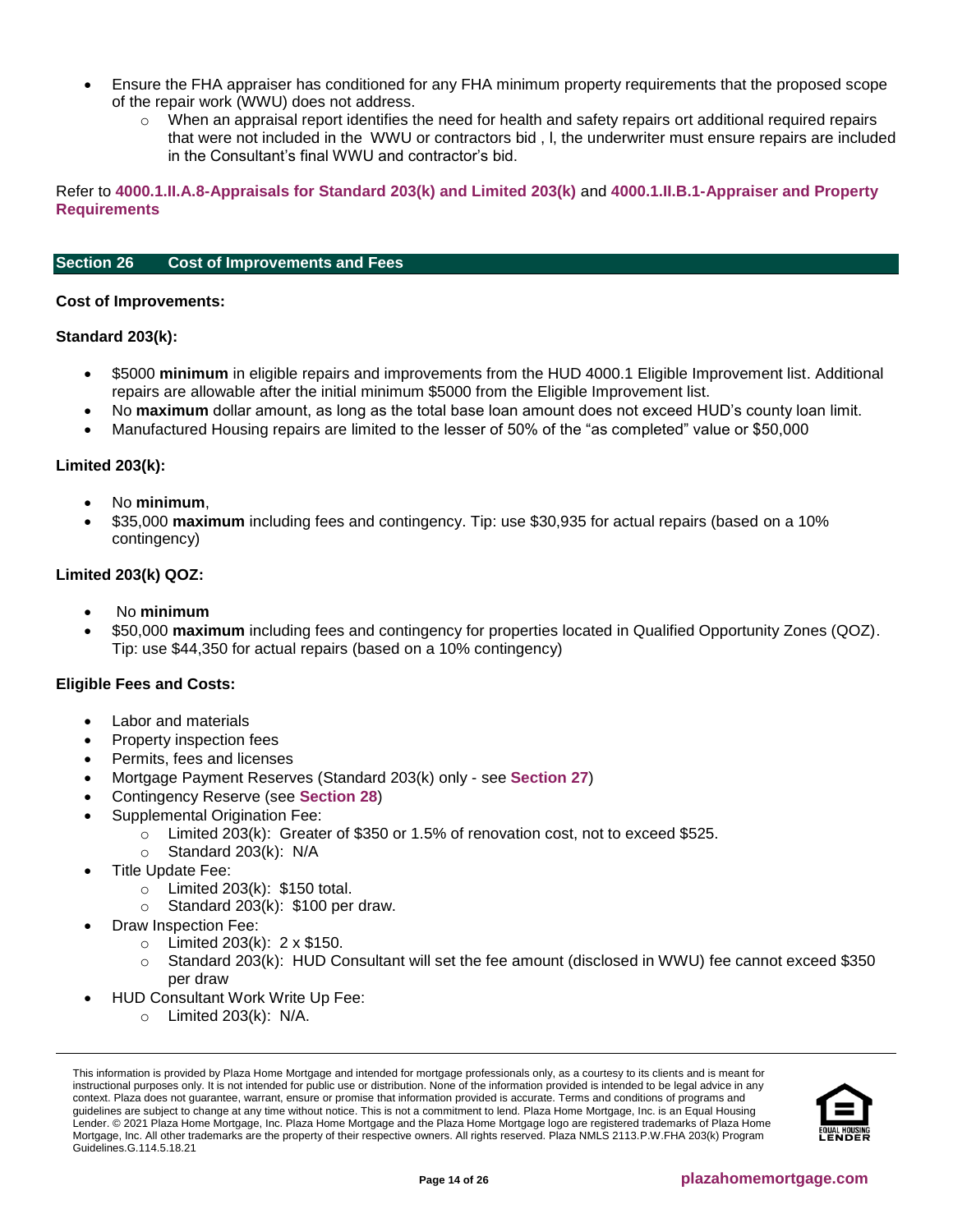- Ensure the FHA appraiser has conditioned for any FHA minimum property requirements that the proposed scope of the repair work (WWU) does not address.
  - When an appraisal report identifies the need for health and safety repairs ort additional required repairs that were not included in the WWU or contractors bid , l, the underwriter must ensure repairs are included in the Consultant's final WWU and contractor's bid.

Refer to **4000.1.II.A.8-Appraisals for Standard 203(k) and Limited 203(k)** and **4000.1.II.B.1-Appraiser and Property Requirements**

## Section 26 Cost of Improvements and Fees

**Cost of Improvements:**

**Standard 203(k):**

- $5000 **minimum** in eligible repairs and improvements from the HUD 4000.1 Eligible Improvement list. Additional repairs are allowable after the initial minimum $5000 from the Eligible Improvement list.
- No **maximum** dollar amount, as long as the total base loan amount does not exceed HUD's county loan limit.
- Manufactured Housing repairs are limited to the lesser of 50% of the "as completed" value or $50,000

**Limited 203(k):**

- No **minimum**,
- $35,000 **maximum** including fees and contingency. Tip: use $30,935 for actual repairs (based on a 10% contingency)

**Limited 203(k) QOZ:**

- No **minimum**
- $50,000 **maximum** including fees and contingency for properties located in Qualified Opportunity Zones (QOZ). Tip: use $44,350 for actual repairs (based on a 10% contingency)

**Eligible Fees and Costs:**

- Labor and materials
- Property inspection fees
- Permits, fees and licenses
- Mortgage Payment Reserves (Standard 203(k) only - see **Section 27**)
- Contingency Reserve (see **Section 28**)
- Supplemental Origination Fee:
  - Limited 203(k): Greater of $350 or 1.5% of renovation cost, not to exceed $525.
  - Standard 203(k): N/A
- Title Update Fee:
  - Limited 203(k): $150 total.
  - Standard 203(k): $100 per draw.
- Draw Inspection Fee:
  - Limited 203(k): 2 x $150.
  - Standard 203(k): HUD Consultant will set the fee amount (disclosed in WWU) fee cannot exceed $350 per draw
- HUD Consultant Work Write Up Fee:
  - Limited 203(k): N/A.

This information is provided by Plaza Home Mortgage and intended for mortgage professionals only, as a courtesy to its clients and is meant for instructional purposes only. It is not intended for public use or distribution. None of the information provided is intended to be legal advice in any context. Plaza does not guarantee, warrant, ensure or promise that information provided is accurate. Terms and conditions of programs and guidelines are subject to change at any time without notice. This is not a commitment to lend. Plaza Home Mortgage, Inc. is an Equal Housing Lender. © 2021 Plaza Home Mortgage, Inc. Plaza Home Mortgage and the Plaza Home Mortgage logo are registered trademarks of Plaza Home Mortgage, Inc. All other trademarks are the property of their respective owners. All rights reserved. Plaza NMLS 2113.P.W.FHA 203(k) Program Guidelines.G.114.5.18.21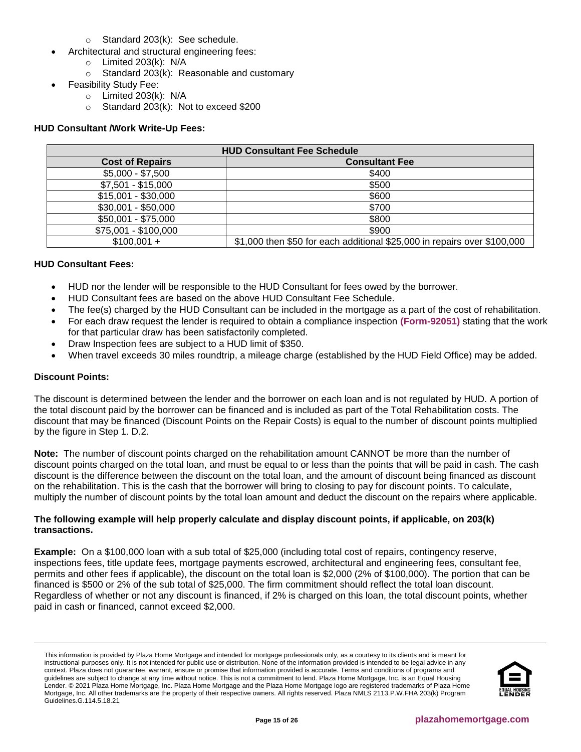- Standard 203(k): See schedule.
- Architectural and structural engineering fees:
  - Limited 203(k): N/A
  - Standard 203(k): Reasonable and customary
- Feasibility Study Fee:
  - Limited 203(k): N/A
  - Standard 203(k): Not to exceed $200

**HUD Consultant /Work Write-Up Fees:**

| HUD Consultant Fee Schedule | |
|---|---|
| **Cost of Repairs** | **Consultant Fee** |
| $5,000 - $7,500 | $400 |
| $7,501 - $15,000 | $500 |
| $15,001 - $30,000 | $600 |
| $30,001 - $50,000 | $700 |
| $50,001 - $75,000 | $800 |
| $75,001 - $100,000 | $900 |
| $100,001 + | $1,000 then $50 for each additional $25,000 in repairs over $100,000 |

**HUD Consultant Fees:**

- HUD nor the lender will be responsible to the HUD Consultant for fees owed by the borrower.
- HUD Consultant fees are based on the above HUD Consultant Fee Schedule.
- The fee(s) charged by the HUD Consultant can be included in the mortgage as a part of the cost of rehabilitation.
- For each draw request the lender is required to obtain a compliance inspection **(Form-92051)** stating that the work for that particular draw has been satisfactorily completed.
- Draw Inspection fees are subject to a HUD limit of $350.
- When travel exceeds 30 miles roundtrip, a mileage charge (established by the HUD Field Office) may be added.

**Discount Points:**

The discount is determined between the lender and the borrower on each loan and is not regulated by HUD. A portion of the total discount paid by the borrower can be financed and is included as part of the Total Rehabilitation costs. The discount that may be financed (Discount Points on the Repair Costs) is equal to the number of discount points multiplied by the figure in Step 1. D.2.

**Note:** The number of discount points charged on the rehabilitation amount CANNOT be more than the number of discount points charged on the total loan, and must be equal to or less than the points that will be paid in cash. The cash discount is the difference between the discount on the total loan, and the amount of discount being financed as discount on the rehabilitation. This is the cash that the borrower will bring to closing to pay for discount points. To calculate, multiply the number of discount points by the total loan amount and deduct the discount on the repairs where applicable.

**The following example will help properly calculate and display discount points, if applicable, on 203(k) transactions.**

**Example:** On a $100,000 loan with a sub total of $25,000 (including total cost of repairs, contingency reserve, inspections fees, title update fees, mortgage payments escrowed, architectural and engineering fees, consultant fee, permits and other fees if applicable), the discount on the total loan is $2,000 (2% of $100,000). The portion that can be financed is $500 or 2% of the sub total of $25,000. The firm commitment should reflect the total loan discount. Regardless of whether or not any discount is financed, if 2% is charged on this loan, the total discount points, whether paid in cash or financed, cannot exceed $2,000.

This information is provided by Plaza Home Mortgage and intended for mortgage professionals only, as a courtesy to its clients and is meant for instructional purposes only. It is not intended for public use or distribution. None of the information provided is intended to be legal advice in any context. Plaza does not guarantee, warrant, ensure or promise that information provided is accurate. Terms and conditions of programs and guidelines are subject to change at any time without notice. This is not a commitment to lend. Plaza Home Mortgage, Inc. is an Equal Housing Lender. © 2021 Plaza Home Mortgage, Inc. Plaza Home Mortgage and the Plaza Home Mortgage logo are registered trademarks of Plaza Home Mortgage, Inc. All other trademarks are the property of their respective owners. All rights reserved. Plaza NMLS 2113.P.W.FHA 203(k) Program Guidelines.G.114.5.18.21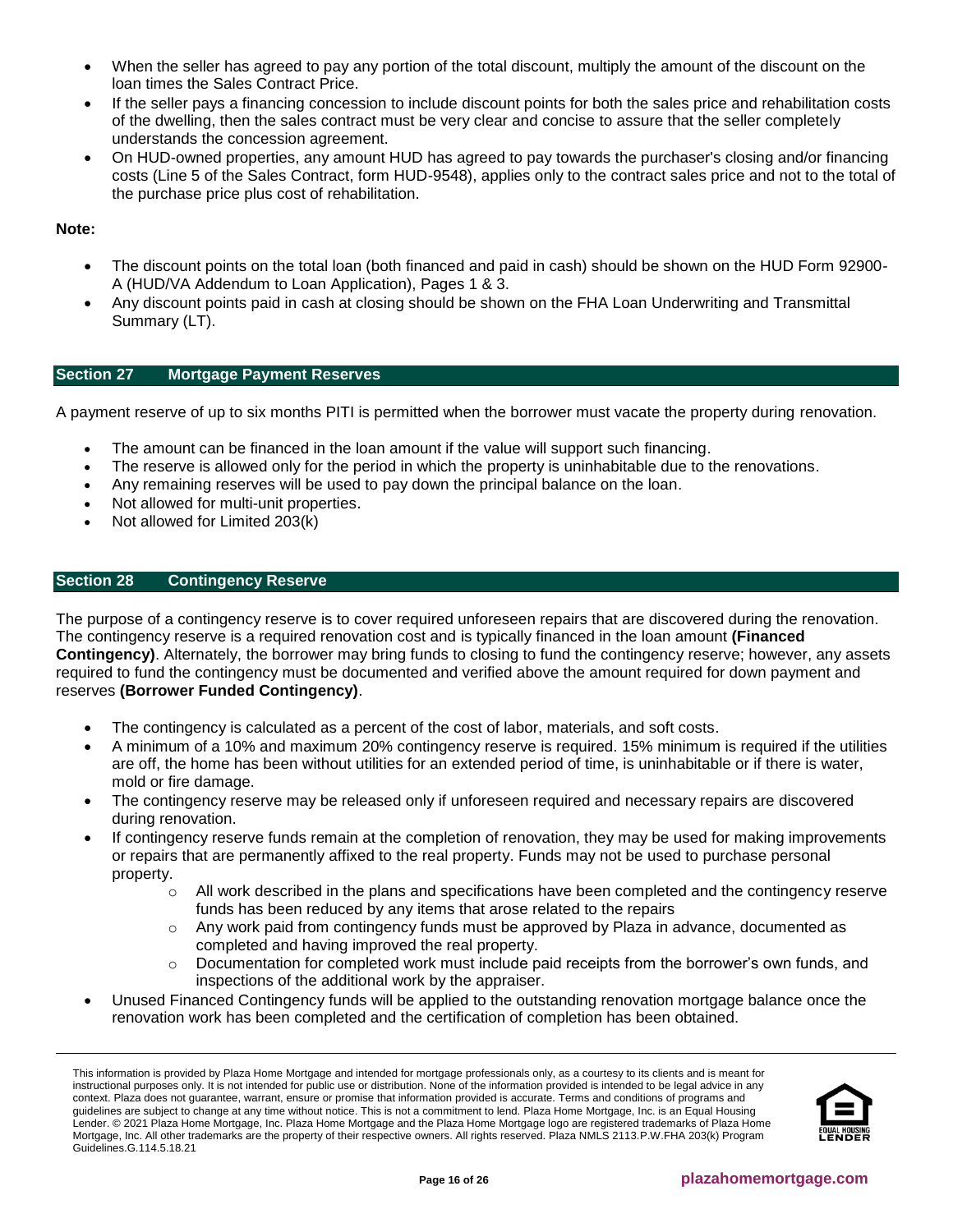- When the seller has agreed to pay any portion of the total discount, multiply the amount of the discount on the loan times the Sales Contract Price.
- If the seller pays a financing concession to include discount points for both the sales price and rehabilitation costs of the dwelling, then the sales contract must be very clear and concise to assure that the seller completely understands the concession agreement.
- On HUD-owned properties, any amount HUD has agreed to pay towards the purchaser's closing and/or financing costs (Line 5 of the Sales Contract, form HUD-9548), applies only to the contract sales price and not to the total of the purchase price plus cost of rehabilitation.

**Note:**

- The discount points on the total loan (both financed and paid in cash) should be shown on the HUD Form 92900-A (HUD/VA Addendum to Loan Application), Pages 1 & 3.
- Any discount points paid in cash at closing should be shown on the FHA Loan Underwriting and Transmittal Summary (LT).

## Section 27 Mortgage Payment Reserves

A payment reserve of up to six months PITI is permitted when the borrower must vacate the property during renovation.

- The amount can be financed in the loan amount if the value will support such financing.
- The reserve is allowed only for the period in which the property is uninhabitable due to the renovations.
- Any remaining reserves will be used to pay down the principal balance on the loan.
- Not allowed for multi-unit properties.
- Not allowed for Limited 203(k)

## Section 28 Contingency Reserve

The purpose of a contingency reserve is to cover required unforeseen repairs that are discovered during the renovation. The contingency reserve is a required renovation cost and is typically financed in the loan amount **(Financed Contingency)**. Alternately, the borrower may bring funds to closing to fund the contingency reserve; however, any assets required to fund the contingency must be documented and verified above the amount required for down payment and reserves **(Borrower Funded Contingency)**.

- The contingency is calculated as a percent of the cost of labor, materials, and soft costs.
- A minimum of a 10% and maximum 20% contingency reserve is required. 15% minimum is required if the utilities are off, the home has been without utilities for an extended period of time, is uninhabitable or if there is water, mold or fire damage.
- The contingency reserve may be released only if unforeseen required and necessary repairs are discovered during renovation.
- If contingency reserve funds remain at the completion of renovation, they may be used for making improvements or repairs that are permanently affixed to the real property. Funds may not be used to purchase personal property.
  - All work described in the plans and specifications have been completed and the contingency reserve funds has been reduced by any items that arose related to the repairs
  - Any work paid from contingency funds must be approved by Plaza in advance, documented as completed and having improved the real property.
  - Documentation for completed work must include paid receipts from the borrower's own funds, and inspections of the additional work by the appraiser.
- Unused Financed Contingency funds will be applied to the outstanding renovation mortgage balance once the renovation work has been completed and the certification of completion has been obtained.

This information is provided by Plaza Home Mortgage and intended for mortgage professionals only, as a courtesy to its clients and is meant for instructional purposes only. It is not intended for public use or distribution. None of the information provided is intended to be legal advice in any context. Plaza does not guarantee, warrant, ensure or promise that information provided is accurate. Terms and conditions of programs and guidelines are subject to change at any time without notice. This is not a commitment to lend. Plaza Home Mortgage, Inc. is an Equal Housing Lender. © 2021 Plaza Home Mortgage, Inc. Plaza Home Mortgage and the Plaza Home Mortgage logo are registered trademarks of Plaza Home Mortgage, Inc. All other trademarks are the property of their respective owners. All rights reserved. Plaza NMLS 2113.P.W.FHA 203(k) Program Guidelines.G.114.5.18.21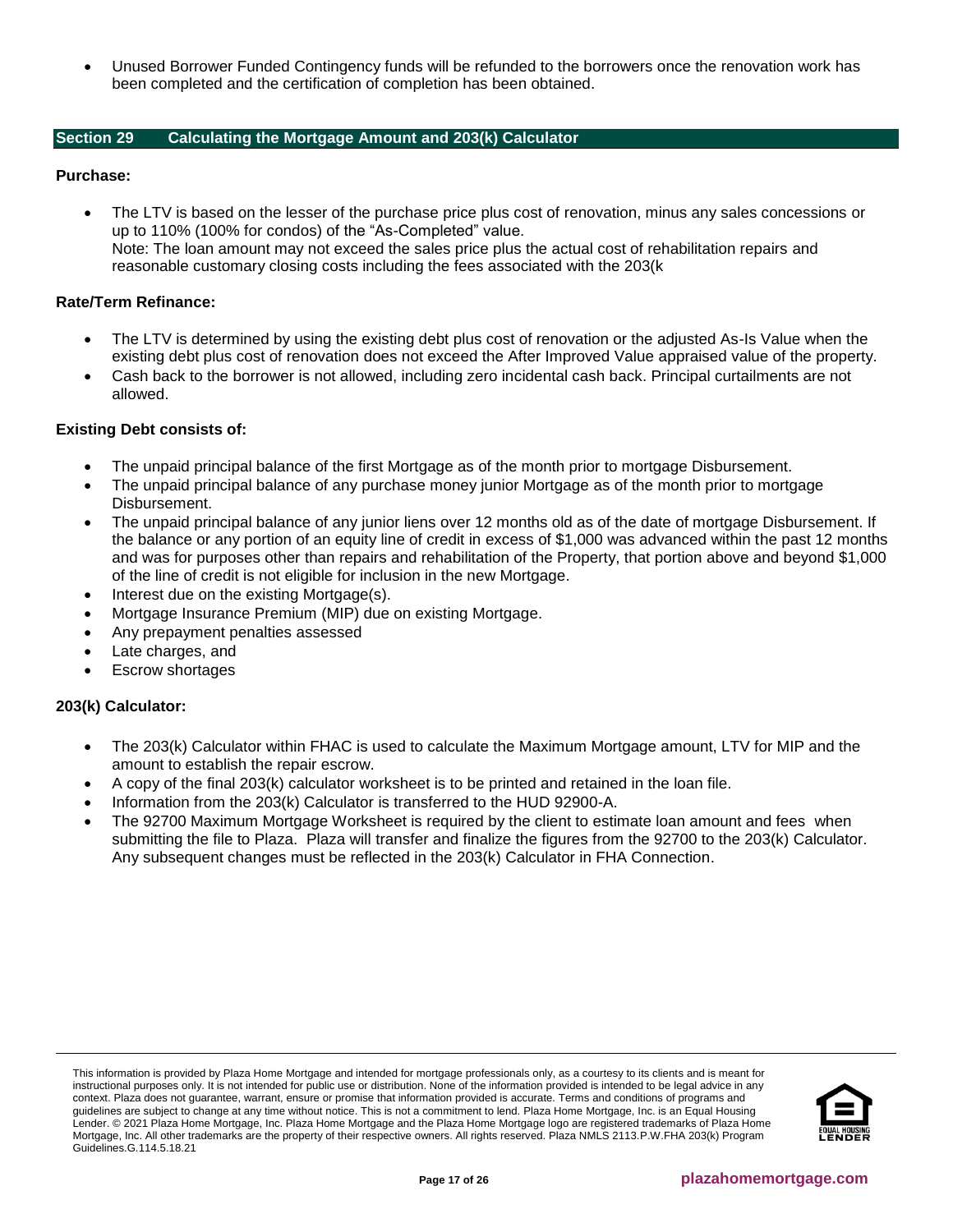- Unused Borrower Funded Contingency funds will be refunded to the borrowers once the renovation work has been completed and the certification of completion has been obtained.

## Section 29 Calculating the Mortgage Amount and 203(k) Calculator

**Purchase:**

- The LTV is based on the lesser of the purchase price plus cost of renovation, minus any sales concessions or up to 110% (100% for condos) of the "As-Completed" value.
  Note: The loan amount may not exceed the sales price plus the actual cost of rehabilitation repairs and reasonable customary closing costs including the fees associated with the 203(k

**Rate/Term Refinance:**

- The LTV is determined by using the existing debt plus cost of renovation or the adjusted As-Is Value when the existing debt plus cost of renovation does not exceed the After Improved Value appraised value of the property.
- Cash back to the borrower is not allowed, including zero incidental cash back. Principal curtailments are not allowed.

**Existing Debt consists of:**

- The unpaid principal balance of the first Mortgage as of the month prior to mortgage Disbursement.
- The unpaid principal balance of any purchase money junior Mortgage as of the month prior to mortgage Disbursement.
- The unpaid principal balance of any junior liens over 12 months old as of the date of mortgage Disbursement. If the balance or any portion of an equity line of credit in excess of $1,000 was advanced within the past 12 months and was for purposes other than repairs and rehabilitation of the Property, that portion above and beyond $1,000 of the line of credit is not eligible for inclusion in the new Mortgage.
- Interest due on the existing Mortgage(s).
- Mortgage Insurance Premium (MIP) due on existing Mortgage.
- Any prepayment penalties assessed
- Late charges, and
- Escrow shortages

**203(k) Calculator:**

- The 203(k) Calculator within FHAC is used to calculate the Maximum Mortgage amount, LTV for MIP and the amount to establish the repair escrow.
- A copy of the final 203(k) calculator worksheet is to be printed and retained in the loan file.
- Information from the 203(k) Calculator is transferred to the HUD 92900-A.
- The 92700 Maximum Mortgage Worksheet is required by the client to estimate loan amount and fees when submitting the file to Plaza. Plaza will transfer and finalize the figures from the 92700 to the 203(k) Calculator. Any subsequent changes must be reflected in the 203(k) Calculator in FHA Connection.

This information is provided by Plaza Home Mortgage and intended for mortgage professionals only, as a courtesy to its clients and is meant for instructional purposes only. It is not intended for public use or distribution. None of the information provided is intended to be legal advice in any context. Plaza does not guarantee, warrant, ensure or promise that information provided is accurate. Terms and conditions of programs and guidelines are subject to change at any time without notice. This is not a commitment to lend. Plaza Home Mortgage, Inc. is an Equal Housing Lender. © 2021 Plaza Home Mortgage, Inc. Plaza Home Mortgage and the Plaza Home Mortgage logo are registered trademarks of Plaza Home Mortgage, Inc. All other trademarks are the property of their respective owners. All rights reserved. Plaza NMLS 2113.P.W.FHA 203(k) Program Guidelines.G.114.5.18.21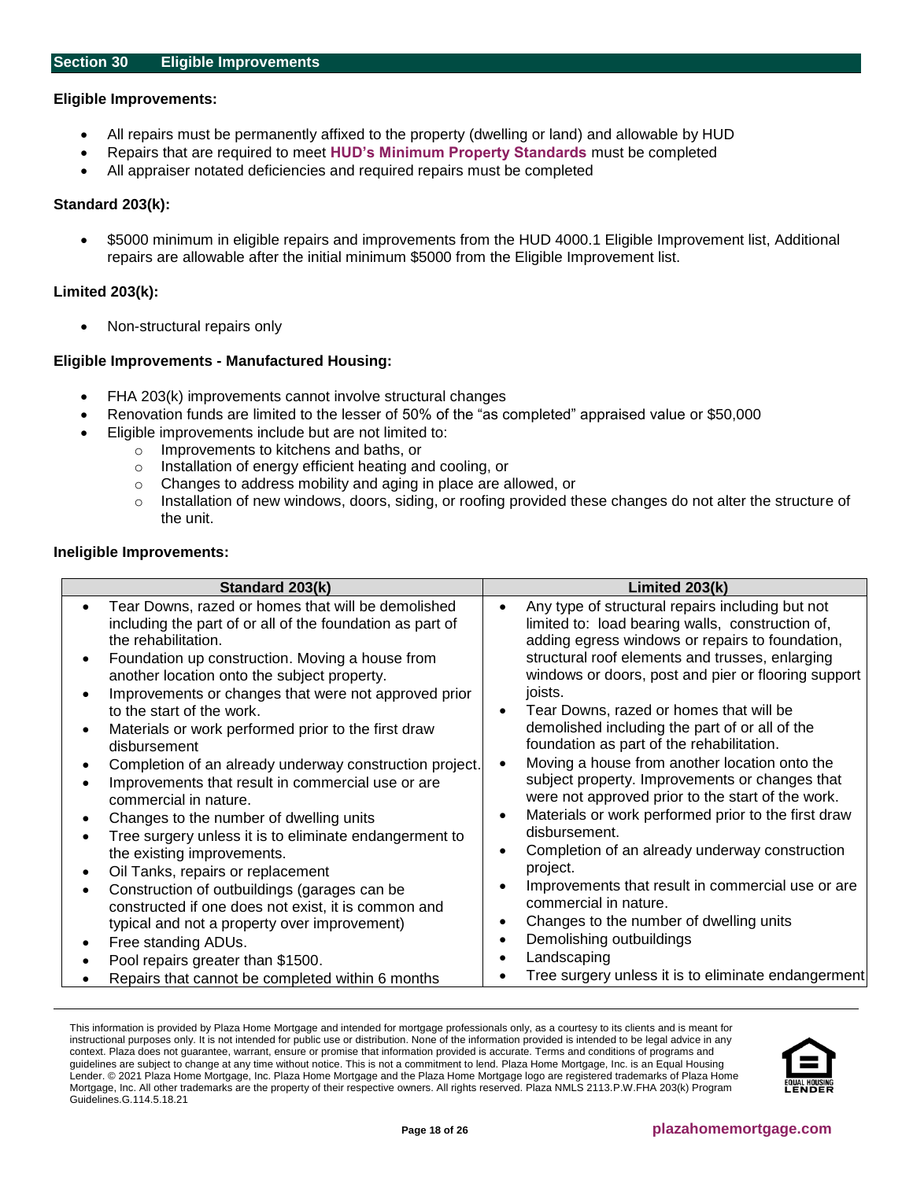## Section 30 Eligible Improvements

**Eligible Improvements:**

- All repairs must be permanently affixed to the property (dwelling or land) and allowable by HUD
- Repairs that are required to meet **HUD's Minimum Property Standards** must be completed
- All appraiser notated deficiencies and required repairs must be completed

**Standard 203(k):**

- $5000 minimum in eligible repairs and improvements from the HUD 4000.1 Eligible Improvement list, Additional repairs are allowable after the initial minimum $5000 from the Eligible Improvement list.

**Limited 203(k):**

- Non-structural repairs only

**Eligible Improvements - Manufactured Housing:**

- FHA 203(k) improvements cannot involve structural changes
- Renovation funds are limited to the lesser of 50% of the "as completed" appraised value or $50,000
- Eligible improvements include but are not limited to:
  - Improvements to kitchens and baths, or
  - Installation of energy efficient heating and cooling, or
  - Changes to address mobility and aging in place are allowed, or
  - Installation of new windows, doors, siding, or roofing provided these changes do not alter the structure of the unit.

**Ineligible Improvements:**

| Standard 203(k) | Limited 203(k) |
|---|---|
| • Tear Downs, razed or homes that will be demolished including the part of or all of the foundation as part of the rehabilitation.<br>• Foundation up construction. Moving a house from another location onto the subject property.<br>• Improvements or changes that were not approved prior to the start of the work.<br>• Materials or work performed prior to the first draw disbursement<br>• Completion of an already underway construction project.<br>• Improvements that result in commercial use or are commercial in nature.<br>• Changes to the number of dwelling units<br>• Tree surgery unless it is to eliminate endangerment to the existing improvements.<br>• Oil Tanks, repairs or replacement<br>• Construction of outbuildings (garages can be constructed if one does not exist, it is common and typical and not a property over improvement)<br>• Free standing ADUs.<br>• Pool repairs greater than $1500.<br>• Repairs that cannot be completed within 6 months | • Any type of structural repairs including but not limited to: load bearing walls, construction of, adding egress windows or repairs to foundation, structural roof elements and trusses, enlarging windows or doors, post and pier or flooring support joists.<br>• Tear Downs, razed or homes that will be demolished including the part of or all of the foundation as part of the rehabilitation.<br>• Moving a house from another location onto the subject property. Improvements or changes that were not approved prior to the start of the work.<br>• Materials or work performed prior to the first draw disbursement.<br>• Completion of an already underway construction project.<br>• Improvements that result in commercial use or are commercial in nature.<br>• Changes to the number of dwelling units<br>• Demolishing outbuildings<br>• Landscaping<br>• Tree surgery unless it is to eliminate endangerment |

This information is provided by Plaza Home Mortgage and intended for mortgage professionals only, as a courtesy to its clients and is meant for instructional purposes only. It is not intended for public use or distribution. None of the information provided is intended to be legal advice in any context. Plaza does not guarantee, warrant, ensure or promise that information provided is accurate. Terms and conditions of programs and guidelines are subject to change at any time without notice. This is not a commitment to lend. Plaza Home Mortgage, Inc. is an Equal Housing Lender. © 2021 Plaza Home Mortgage, Inc. Plaza Home Mortgage and the Plaza Home Mortgage logo are registered trademarks of Plaza Home Mortgage, Inc. All other trademarks are the property of their respective owners. All rights reserved. Plaza NMLS 2113.P.W.FHA 203(k) Program Guidelines.G.114.5.18.21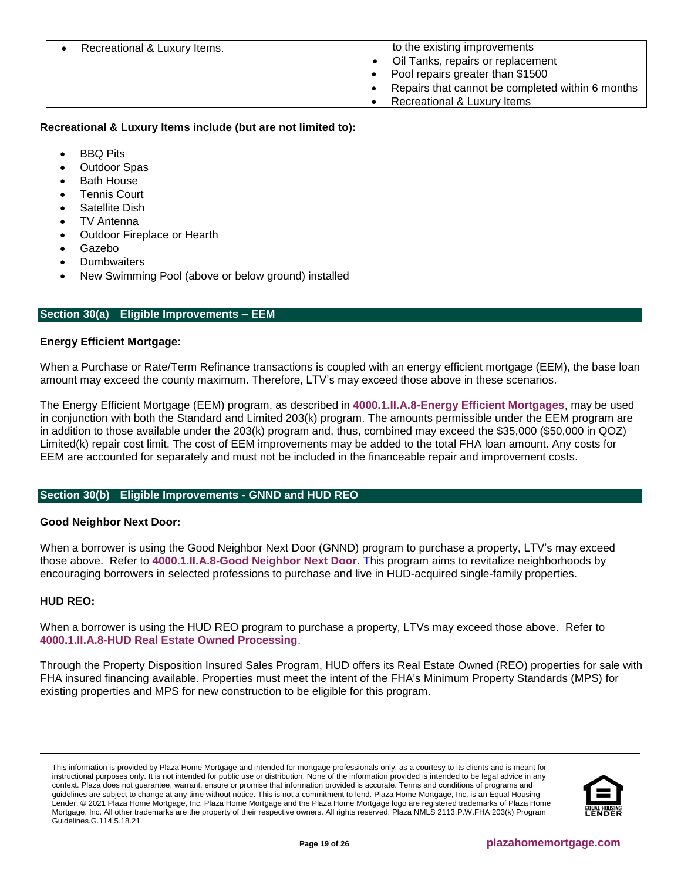| | |
|---|---|
| • Recreational & Luxury Items. | to the existing improvements<br>• Oil Tanks, repairs or replacement<br>• Pool repairs greater than $1500<br>• Repairs that cannot be completed within 6 months<br>• Recreational & Luxury Items |

**Recreational & Luxury Items include (but are not limited to):**

- BBQ Pits
- Outdoor Spas
- Bath House
- Tennis Court
- Satellite Dish
- TV Antenna
- Outdoor Fireplace or Hearth
- Gazebo
- Dumbwaiters
- New Swimming Pool (above or below ground) installed

## Section 30(a) Eligible Improvements – EEM

**Energy Efficient Mortgage:**

When a Purchase or Rate/Term Refinance transactions is coupled with an energy efficient mortgage (EEM), the base loan amount may exceed the county maximum. Therefore, LTV's may exceed those above in these scenarios.

The Energy Efficient Mortgage (EEM) program, as described in **4000.1.II.A.8-Energy Efficient Mortgages**, may be used in conjunction with both the Standard and Limited 203(k) program. The amounts permissible under the EEM program are in addition to those available under the 203(k) program and, thus, combined may exceed the $35,000 ($50,000 in QOZ) Limited(k) repair cost limit. The cost of EEM improvements may be added to the total FHA loan amount. Any costs for EEM are accounted for separately and must not be included in the financeable repair and improvement costs.

## Section 30(b) Eligible Improvements - GNND and HUD REO

**Good Neighbor Next Door:**

When a borrower is using the Good Neighbor Next Door (GNND) program to purchase a property, LTV's may exceed those above. Refer to **4000.1.II.A.8-Good Neighbor Next Door**. This program aims to revitalize neighborhoods by encouraging borrowers in selected professions to purchase and live in HUD-acquired single-family properties.

**HUD REO:**

When a borrower is using the HUD REO program to purchase a property, LTVs may exceed those above. Refer to **4000.1.II.A.8-HUD Real Estate Owned Processing**.

Through the Property Disposition Insured Sales Program, HUD offers its Real Estate Owned (REO) properties for sale with FHA insured financing available. Properties must meet the intent of the FHA's Minimum Property Standards (MPS) for existing properties and MPS for new construction to be eligible for this program.

This information is provided by Plaza Home Mortgage and intended for mortgage professionals only, as a courtesy to its clients and is meant for instructional purposes only. It is not intended for public use or distribution. None of the information provided is intended to be legal advice in any context. Plaza does not guarantee, warrant, ensure or promise that information provided is accurate. Terms and conditions of programs and guidelines are subject to change at any time without notice. This is not a commitment to lend. Plaza Home Mortgage, Inc. is an Equal Housing Lender. © 2021 Plaza Home Mortgage, Inc. Plaza Home Mortgage and the Plaza Home Mortgage logo are registered trademarks of Plaza Home Mortgage, Inc. All other trademarks are the property of their respective owners. All rights reserved. Plaza NMLS 2113.P.W.FHA 203(k) Program Guidelines.G.114.5.18.21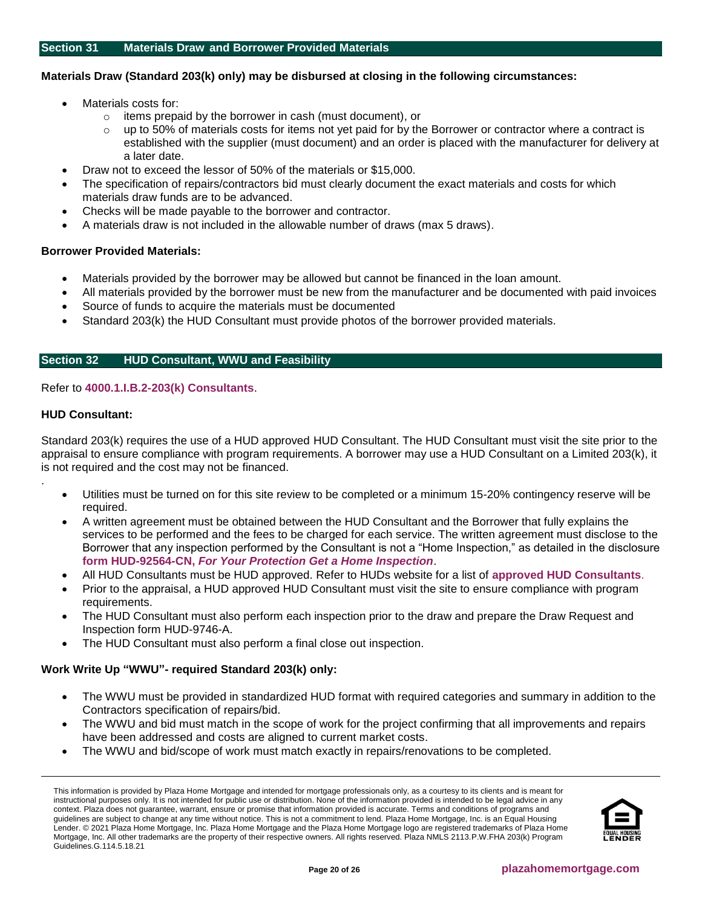## Section 31 Materials Draw and Borrower Provided Materials

**Materials Draw (Standard 203(k) only) may be disbursed at closing in the following circumstances:**

- Materials costs for:
  - items prepaid by the borrower in cash (must document), or
  - up to 50% of materials costs for items not yet paid for by the Borrower or contractor where a contract is established with the supplier (must document) and an order is placed with the manufacturer for delivery at a later date.
- Draw not to exceed the lessor of 50% of the materials or $15,000.
- The specification of repairs/contractors bid must clearly document the exact materials and costs for which materials draw funds are to be advanced.
- Checks will be made payable to the borrower and contractor.
- A materials draw is not included in the allowable number of draws (max 5 draws).

**Borrower Provided Materials:**

- Materials provided by the borrower may be allowed but cannot be financed in the loan amount.
- All materials provided by the borrower must be new from the manufacturer and be documented with paid invoices
- Source of funds to acquire the materials must be documented
- Standard 203(k) the HUD Consultant must provide photos of the borrower provided materials.

## Section 32 HUD Consultant, WWU and Feasibility

Refer to **4000.1.I.B.2-203(k) Consultants**.

**HUD Consultant:**

Standard 203(k) requires the use of a HUD approved HUD Consultant. The HUD Consultant must visit the site prior to the appraisal to ensure compliance with program requirements. A borrower may use a HUD Consultant on a Limited 203(k), it is not required and the cost may not be financed.

.

- Utilities must be turned on for this site review to be completed or a minimum 15-20% contingency reserve will be required.
- A written agreement must be obtained between the HUD Consultant and the Borrower that fully explains the services to be performed and the fees to be charged for each service. The written agreement must disclose to the Borrower that any inspection performed by the Consultant is not a "Home Inspection," as detailed in the disclosure **form HUD-92564-CN, *For Your Protection Get a Home Inspection***.
- All HUD Consultants must be HUD approved. Refer to HUDs website for a list of **approved HUD Consultants**.
- Prior to the appraisal, a HUD approved HUD Consultant must visit the site to ensure compliance with program requirements.
- The HUD Consultant must also perform each inspection prior to the draw and prepare the Draw Request and Inspection form HUD-9746-A.
- The HUD Consultant must also perform a final close out inspection.

**Work Write Up "WWU"- required Standard 203(k) only:**

- The WWU must be provided in standardized HUD format with required categories and summary in addition to the Contractors specification of repairs/bid.
- The WWU and bid must match in the scope of work for the project confirming that all improvements and repairs have been addressed and costs are aligned to current market costs.
- The WWU and bid/scope of work must match exactly in repairs/renovations to be completed.

This information is provided by Plaza Home Mortgage and intended for mortgage professionals only, as a courtesy to its clients and is meant for instructional purposes only. It is not intended for public use or distribution. None of the information provided is intended to be legal advice in any context. Plaza does not guarantee, warrant, ensure or promise that information provided is accurate. Terms and conditions of programs and guidelines are subject to change at any time without notice. This is not a commitment to lend. Plaza Home Mortgage, Inc. is an Equal Housing Lender. © 2021 Plaza Home Mortgage, Inc. Plaza Home Mortgage and the Plaza Home Mortgage logo are registered trademarks of Plaza Home Mortgage, Inc. All other trademarks are the property of their respective owners. All rights reserved. Plaza NMLS 2113.P.W.FHA 203(k) Program Guidelines.G.114.5.18.21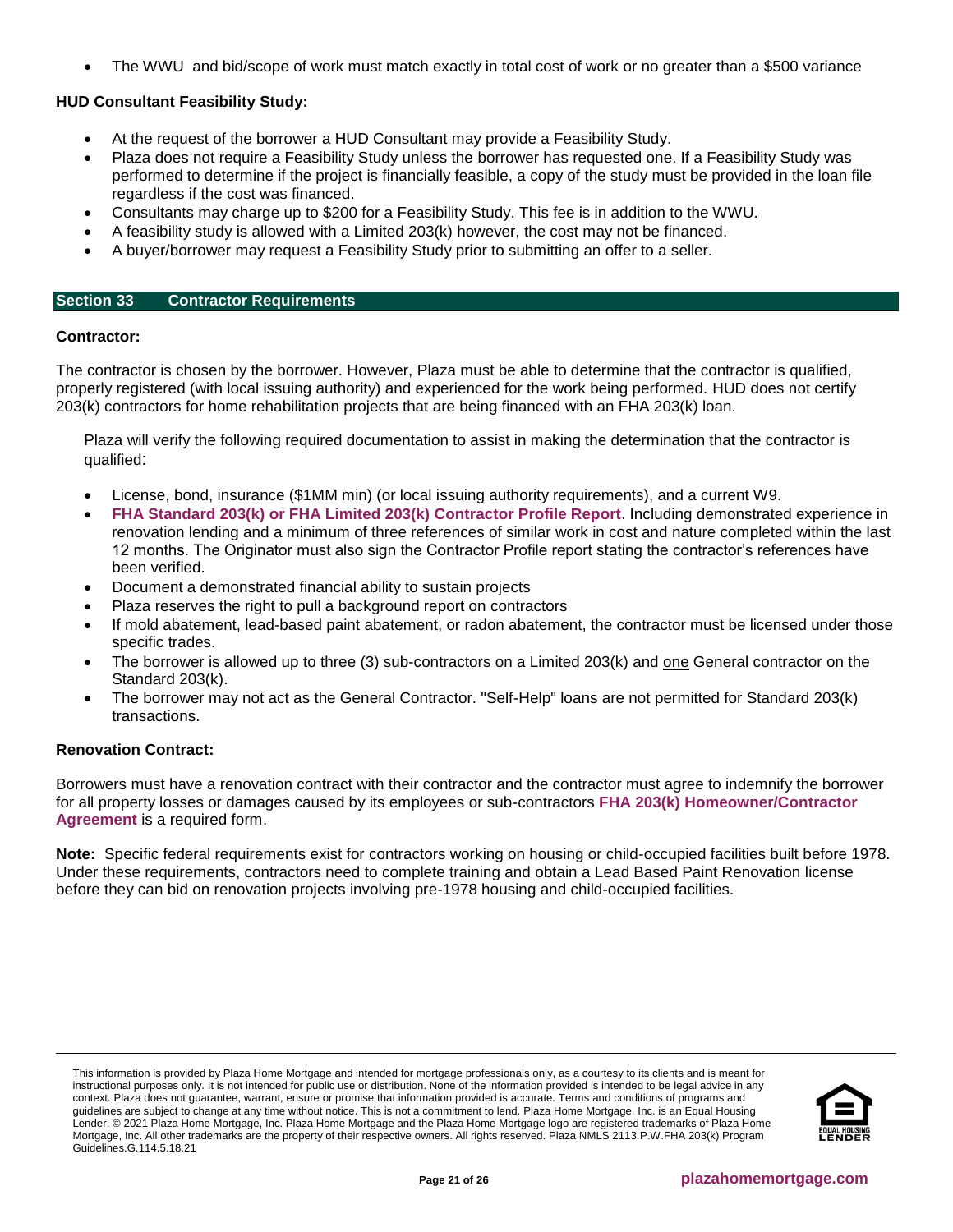- The WWU  and bid/scope of work must match exactly in total cost of work or no greater than a $500 variance

**HUD Consultant Feasibility Study:**

- At the request of the borrower a HUD Consultant may provide a Feasibility Study.
- Plaza does not require a Feasibility Study unless the borrower has requested one. If a Feasibility Study was performed to determine if the project is financially feasible, a copy of the study must be provided in the loan file regardless if the cost was financed.
- Consultants may charge up to $200 for a Feasibility Study. This fee is in addition to the WWU.
- A feasibility study is allowed with a Limited 203(k) however, the cost may not be financed.
- A buyer/borrower may request a Feasibility Study prior to submitting an offer to a seller.

## Section 33 Contractor Requirements

**Contractor:**

The contractor is chosen by the borrower. However, Plaza must be able to determine that the contractor is qualified, properly registered (with local issuing authority) and experienced for the work being performed. HUD does not certify 203(k) contractors for home rehabilitation projects that are being financed with an FHA 203(k) loan.

Plaza will verify the following required documentation to assist in making the determination that the contractor is qualified:

- License, bond, insurance ($1MM min) (or local issuing authority requirements), and a current W9.
- **FHA Standard 203(k) or FHA Limited 203(k) Contractor Profile Report**. Including demonstrated experience in renovation lending and a minimum of three references of similar work in cost and nature completed within the last 12 months. The Originator must also sign the Contractor Profile report stating the contractor's references have been verified.
- Document a demonstrated financial ability to sustain projects
- Plaza reserves the right to pull a background report on contractors
- If mold abatement, lead-based paint abatement, or radon abatement, the contractor must be licensed under those specific trades.
- The borrower is allowed up to three (3) sub-contractors on a Limited 203(k) and one General contractor on the Standard 203(k).
- The borrower may not act as the General Contractor. "Self-Help" loans are not permitted for Standard 203(k) transactions.

**Renovation Contract:**

Borrowers must have a renovation contract with their contractor and the contractor must agree to indemnify the borrower for all property losses or damages caused by its employees or sub-contractors **FHA 203(k) Homeowner/Contractor Agreement** is a required form.

**Note:** Specific federal requirements exist for contractors working on housing or child-occupied facilities built before 1978. Under these requirements, contractors need to complete training and obtain a Lead Based Paint Renovation license before they can bid on renovation projects involving pre-1978 housing and child-occupied facilities.

This information is provided by Plaza Home Mortgage and intended for mortgage professionals only, as a courtesy to its clients and is meant for instructional purposes only. It is not intended for public use or distribution. None of the information provided is intended to be legal advice in any context. Plaza does not guarantee, warrant, ensure or promise that information provided is accurate. Terms and conditions of programs and guidelines are subject to change at any time without notice. This is not a commitment to lend. Plaza Home Mortgage, Inc. is an Equal Housing Lender. © 2021 Plaza Home Mortgage, Inc. Plaza Home Mortgage and the Plaza Home Mortgage logo are registered trademarks of Plaza Home Mortgage, Inc. All other trademarks are the property of their respective owners. All rights reserved. Plaza NMLS 2113.P.W.FHA 203(k) Program Guidelines.G.114.5.18.21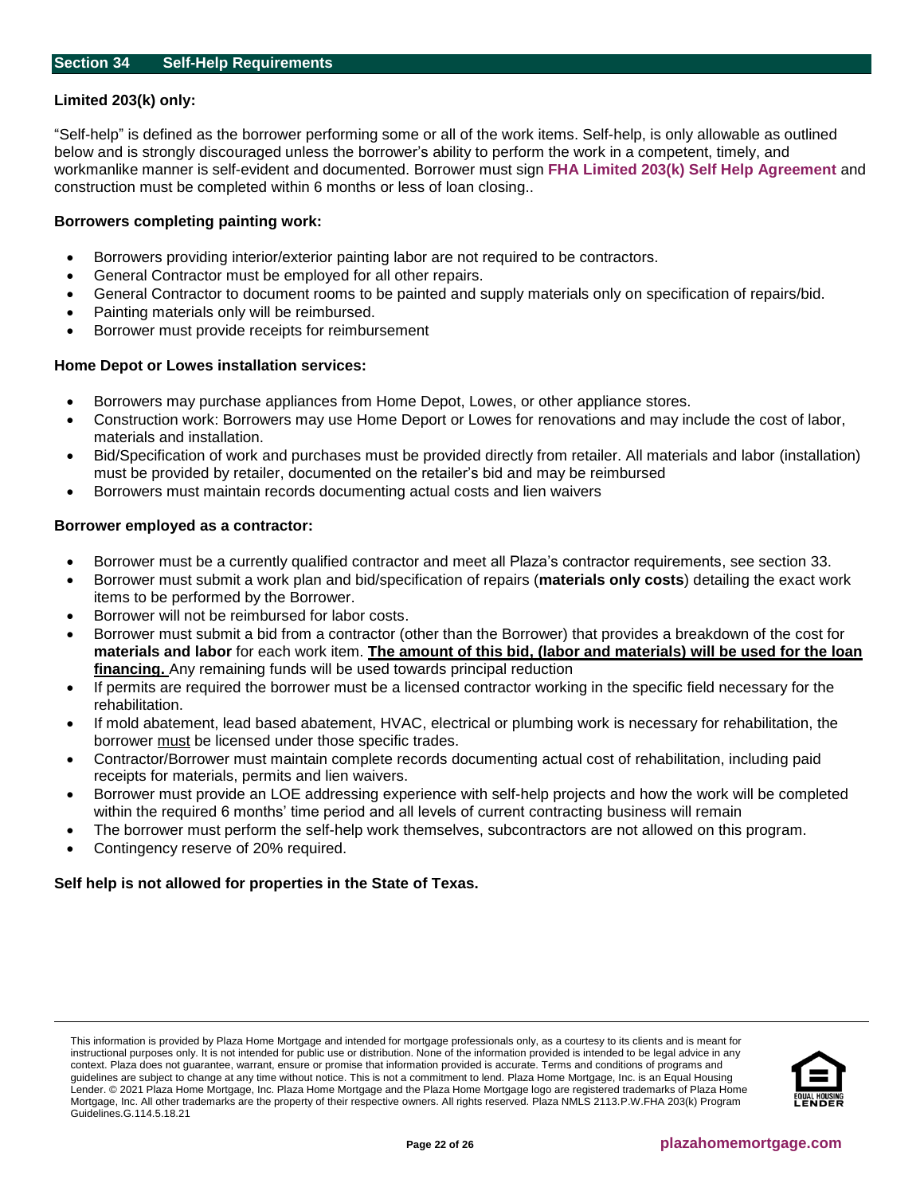## Section 34 Self-Help Requirements

**Limited 203(k) only:**

"Self-help" is defined as the borrower performing some or all of the work items. Self-help, is only allowable as outlined below and is strongly discouraged unless the borrower's ability to perform the work in a competent, timely, and workmanlike manner is self-evident and documented. Borrower must sign **FHA Limited 203(k) Self Help Agreement** and construction must be completed within 6 months or less of loan closing..

**Borrowers completing painting work:**

- Borrowers providing interior/exterior painting labor are not required to be contractors.
- General Contractor must be employed for all other repairs.
- General Contractor to document rooms to be painted and supply materials only on specification of repairs/bid.
- Painting materials only will be reimbursed.
- Borrower must provide receipts for reimbursement

**Home Depot or Lowes installation services:**

- Borrowers may purchase appliances from Home Depot, Lowes, or other appliance stores.
- Construction work: Borrowers may use Home Deport or Lowes for renovations and may include the cost of labor, materials and installation.
- Bid/Specification of work and purchases must be provided directly from retailer. All materials and labor (installation) must be provided by retailer, documented on the retailer's bid and may be reimbursed
- Borrowers must maintain records documenting actual costs and lien waivers

**Borrower employed as a contractor:**

- Borrower must be a currently qualified contractor and meet all Plaza's contractor requirements, see section 33.
- Borrower must submit a work plan and bid/specification of repairs (**materials only costs**) detailing the exact work items to be performed by the Borrower.
- Borrower will not be reimbursed for labor costs.
- Borrower must submit a bid from a contractor (other than the Borrower) that provides a breakdown of the cost for **materials and labor** for each work item. **The amount of this bid, (labor and materials) will be used for the loan financing.** Any remaining funds will be used towards principal reduction
- If permits are required the borrower must be a licensed contractor working in the specific field necessary for the rehabilitation.
- If mold abatement, lead based abatement, HVAC, electrical or plumbing work is necessary for rehabilitation, the borrower must be licensed under those specific trades.
- Contractor/Borrower must maintain complete records documenting actual cost of rehabilitation, including paid receipts for materials, permits and lien waivers.
- Borrower must provide an LOE addressing experience with self-help projects and how the work will be completed within the required 6 months' time period and all levels of current contracting business will remain
- The borrower must perform the self-help work themselves, subcontractors are not allowed on this program.
- Contingency reserve of 20% required.

**Self help is not allowed for properties in the State of Texas.**

This information is provided by Plaza Home Mortgage and intended for mortgage professionals only, as a courtesy to its clients and is meant for instructional purposes only. It is not intended for public use or distribution. None of the information provided is intended to be legal advice in any context. Plaza does not guarantee, warrant, ensure or promise that information provided is accurate. Terms and conditions of programs and guidelines are subject to change at any time without notice. This is not a commitment to lend. Plaza Home Mortgage, Inc. is an Equal Housing Lender. © 2021 Plaza Home Mortgage, Inc. Plaza Home Mortgage and the Plaza Home Mortgage logo are registered trademarks of Plaza Home Mortgage, Inc. All other trademarks are the property of their respective owners. All rights reserved. Plaza NMLS 2113.P.W.FHA 203(k) Program Guidelines.G.114.5.18.21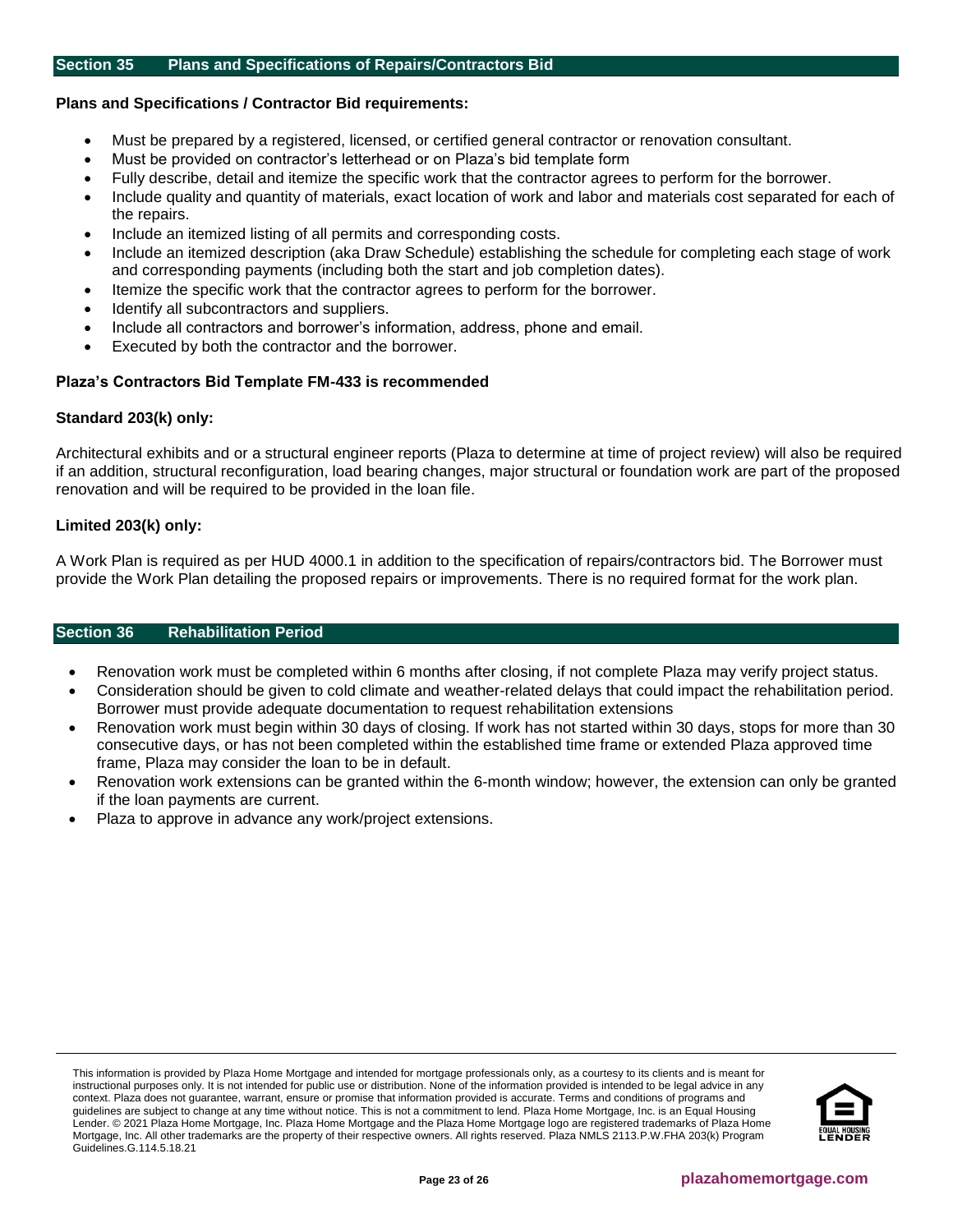## Section 35 Plans and Specifications of Repairs/Contractors Bid

**Plans and Specifications / Contractor Bid requirements:**

- Must be prepared by a registered, licensed, or certified general contractor or renovation consultant.
- Must be provided on contractor's letterhead or on Plaza's bid template form
- Fully describe, detail and itemize the specific work that the contractor agrees to perform for the borrower.
- Include quality and quantity of materials, exact location of work and labor and materials cost separated for each of the repairs.
- Include an itemized listing of all permits and corresponding costs.
- Include an itemized description (aka Draw Schedule) establishing the schedule for completing each stage of work and corresponding payments (including both the start and job completion dates).
- Itemize the specific work that the contractor agrees to perform for the borrower.
- Identify all subcontractors and suppliers.
- Include all contractors and borrower's information, address, phone and email.
- Executed by both the contractor and the borrower.

**Plaza's Contractors Bid Template FM-433 is recommended**

**Standard 203(k) only:**

Architectural exhibits and or a structural engineer reports (Plaza to determine at time of project review) will also be required if an addition, structural reconfiguration, load bearing changes, major structural or foundation work are part of the proposed renovation and will be required to be provided in the loan file.

**Limited 203(k) only:**

A Work Plan is required as per HUD 4000.1 in addition to the specification of repairs/contractors bid. The Borrower must provide the Work Plan detailing the proposed repairs or improvements. There is no required format for the work plan.

## Section 36 Rehabilitation Period

- Renovation work must be completed within 6 months after closing, if not complete Plaza may verify project status.
- Consideration should be given to cold climate and weather-related delays that could impact the rehabilitation period. Borrower must provide adequate documentation to request rehabilitation extensions
- Renovation work must begin within 30 days of closing. If work has not started within 30 days, stops for more than 30 consecutive days, or has not been completed within the established time frame or extended Plaza approved time frame, Plaza may consider the loan to be in default.
- Renovation work extensions can be granted within the 6-month window; however, the extension can only be granted if the loan payments are current.
- Plaza to approve in advance any work/project extensions.

This information is provided by Plaza Home Mortgage and intended for mortgage professionals only, as a courtesy to its clients and is meant for instructional purposes only. It is not intended for public use or distribution. None of the information provided is intended to be legal advice in any context. Plaza does not guarantee, warrant, ensure or promise that information provided is accurate. Terms and conditions of programs and guidelines are subject to change at any time without notice. This is not a commitment to lend. Plaza Home Mortgage, Inc. is an Equal Housing Lender. © 2021 Plaza Home Mortgage, Inc. Plaza Home Mortgage and the Plaza Home Mortgage logo are registered trademarks of Plaza Home Mortgage, Inc. All other trademarks are the property of their respective owners. All rights reserved. Plaza NMLS 2113.P.W.FHA 203(k) Program Guidelines.G.114.5.18.21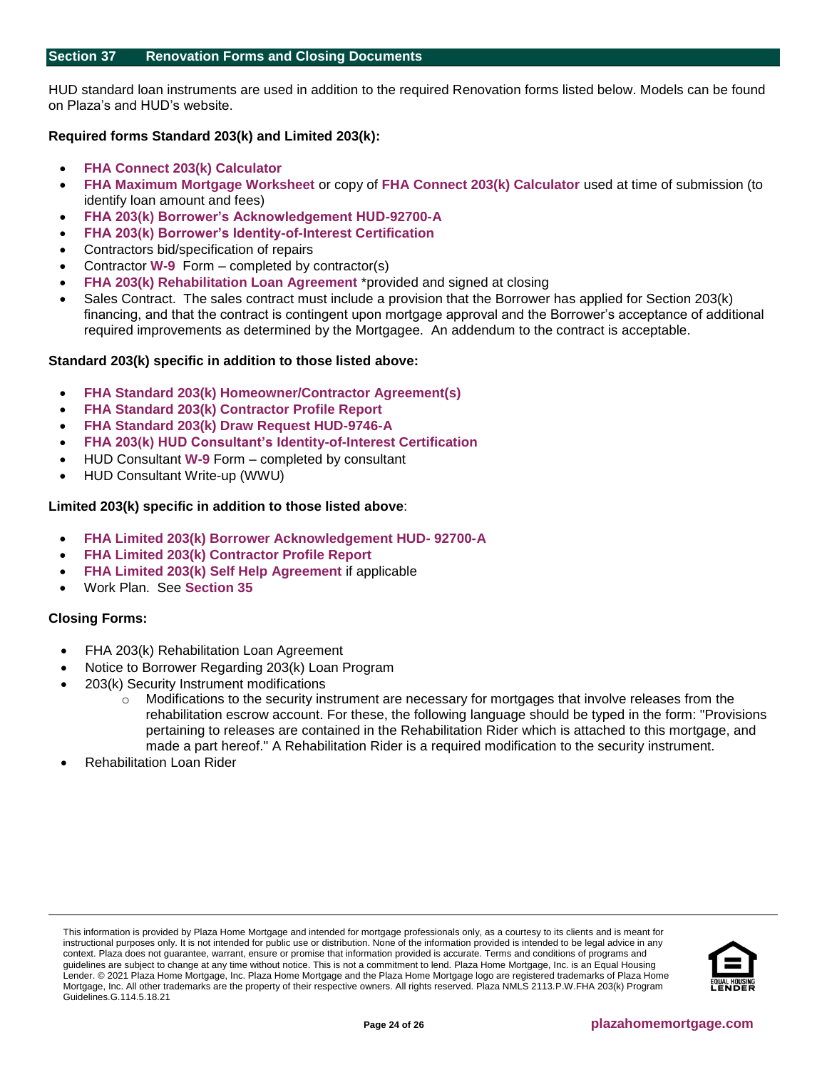## Section 37 Renovation Forms and Closing Documents

HUD standard loan instruments are used in addition to the required Renovation forms listed below. Models can be found on Plaza's and HUD's website.

**Required forms Standard 203(k) and Limited 203(k):**

- **FHA Connect 203(k) Calculator**
- **FHA Maximum Mortgage Worksheet** or copy of **FHA Connect 203(k) Calculator** used at time of submission (to identify loan amount and fees)
- **FHA 203(k) Borrower's Acknowledgement HUD-92700-A**
- **FHA 203(k) Borrower's Identity-of-Interest Certification**
- Contractors bid/specification of repairs
- Contractor **W-9** Form – completed by contractor(s)
- **FHA 203(k) Rehabilitation Loan Agreement** *provided and signed at closing
- Sales Contract. The sales contract must include a provision that the Borrower has applied for Section 203(k) financing, and that the contract is contingent upon mortgage approval and the Borrower's acceptance of additional required improvements as determined by the Mortgagee. An addendum to the contract is acceptable.

**Standard 203(k) specific in addition to those listed above:**

- **FHA Standard 203(k) Homeowner/Contractor Agreement(s)**
- **FHA Standard 203(k) Contractor Profile Report**
- **FHA Standard 203(k) Draw Request HUD-9746-A**
- **FHA 203(k) HUD Consultant's Identity-of-Interest Certification**
- HUD Consultant **W-9** Form – completed by consultant
- HUD Consultant Write-up (WWU)

**Limited 203(k) specific in addition to those listed above**:

- **FHA Limited 203(k) Borrower Acknowledgement HUD- 92700-A**
- **FHA Limited 203(k) Contractor Profile Report**
- **FHA Limited 203(k) Self Help Agreement** if applicable
- Work Plan. See **Section 35**

**Closing Forms:**

- FHA 203(k) Rehabilitation Loan Agreement
- Notice to Borrower Regarding 203(k) Loan Program
- 203(k) Security Instrument modifications
  - Modifications to the security instrument are necessary for mortgages that involve releases from the rehabilitation escrow account. For these, the following language should be typed in the form: "Provisions pertaining to releases are contained in the Rehabilitation Rider which is attached to this mortgage, and made a part hereof." A Rehabilitation Rider is a required modification to the security instrument.
- Rehabilitation Loan Rider

This information is provided by Plaza Home Mortgage and intended for mortgage professionals only, as a courtesy to its clients and is meant for instructional purposes only. It is not intended for public use or distribution. None of the information provided is intended to be legal advice in any context. Plaza does not guarantee, warrant, ensure or promise that information provided is accurate. Terms and conditions of programs and guidelines are subject to change at any time without notice. This is not a commitment to lend. Plaza Home Mortgage, Inc. is an Equal Housing Lender. © 2021 Plaza Home Mortgage, Inc. Plaza Home Mortgage and the Plaza Home Mortgage logo are registered trademarks of Plaza Home Mortgage, Inc. All other trademarks are the property of their respective owners. All rights reserved. Plaza NMLS 2113.P.W.FHA 203(k) Program Guidelines.G.114.5.18.21

plazahomemortgage.com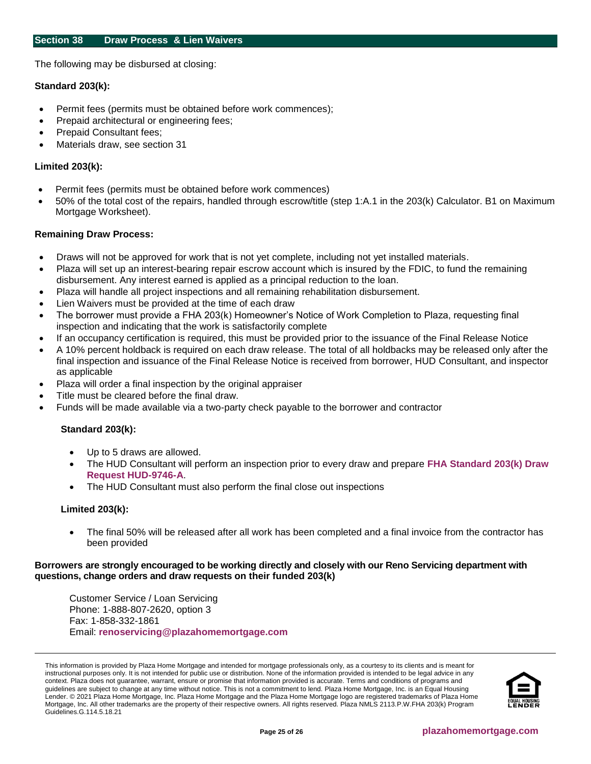## Section 38 Draw Process & Lien Waivers

The following may be disbursed at closing:

**Standard 203(k):**

- Permit fees (permits must be obtained before work commences);
- Prepaid architectural or engineering fees;
- Prepaid Consultant fees;
- Materials draw, see section 31

**Limited 203(k):**

- Permit fees (permits must be obtained before work commences)
- 50% of the total cost of the repairs, handled through escrow/title (step 1:A.1 in the 203(k) Calculator. B1 on Maximum Mortgage Worksheet).

**Remaining Draw Process:**

- Draws will not be approved for work that is not yet complete, including not yet installed materials.
- Plaza will set up an interest-bearing repair escrow account which is insured by the FDIC, to fund the remaining disbursement. Any interest earned is applied as a principal reduction to the loan.
- Plaza will handle all project inspections and all remaining rehabilitation disbursement.
- Lien Waivers must be provided at the time of each draw
- The borrower must provide a FHA 203(k) Homeowner's Notice of Work Completion to Plaza, requesting final inspection and indicating that the work is satisfactorily complete
- If an occupancy certification is required, this must be provided prior to the issuance of the Final Release Notice
- A 10% percent holdback is required on each draw release. The total of all holdbacks may be released only after the final inspection and issuance of the Final Release Notice is received from borrower, HUD Consultant, and inspector as applicable
- Plaza will order a final inspection by the original appraiser
- Title must be cleared before the final draw.
- Funds will be made available via a two-party check payable to the borrower and contractor

**Standard 203(k):**

- Up to 5 draws are allowed.
- The HUD Consultant will perform an inspection prior to every draw and prepare **FHA Standard 203(k) Draw Request HUD-9746-A**.
- The HUD Consultant must also perform the final close out inspections

**Limited 203(k):**

- The final 50% will be released after all work has been completed and a final invoice from the contractor has been provided

**Borrowers are strongly encouraged to be working directly and closely with our Reno Servicing department with questions, change orders and draw requests on their funded 203(k)**

Customer Service / Loan Servicing
Phone: 1-888-807-2620, option 3
Fax: 1-858-332-1861
Email: **renoservicing@plazahomemortgage.com**

This information is provided by Plaza Home Mortgage and intended for mortgage professionals only, as a courtesy to its clients and is meant for instructional purposes only. It is not intended for public use or distribution. None of the information provided is intended to be legal advice in any context. Plaza does not guarantee, warrant, ensure or promise that information provided is accurate. Terms and conditions of programs and guidelines are subject to change at any time without notice. This is not a commitment to lend. Plaza Home Mortgage, Inc. is an Equal Housing Lender. © 2021 Plaza Home Mortgage, Inc. Plaza Home Mortgage and the Plaza Home Mortgage logo are registered trademarks of Plaza Home Mortgage, Inc. All other trademarks are the property of their respective owners. All rights reserved. Plaza NMLS 2113.P.W.FHA 203(k) Program Guidelines.G.114.5.18.21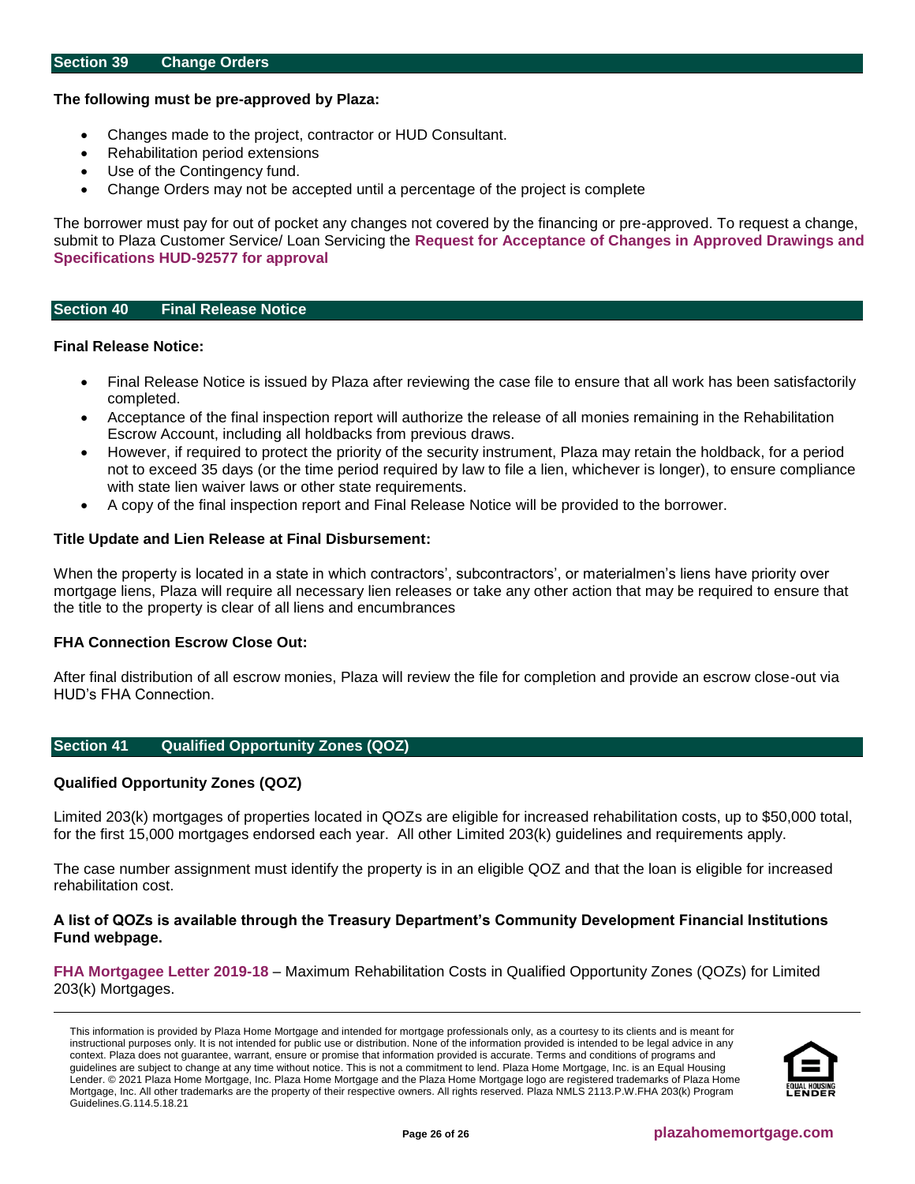## Section 39 Change Orders

**The following must be pre-approved by Plaza:**

- Changes made to the project, contractor or HUD Consultant.
- Rehabilitation period extensions
- Use of the Contingency fund.
- Change Orders may not be accepted until a percentage of the project is complete

The borrower must pay for out of pocket any changes not covered by the financing or pre-approved. To request a change, submit to Plaza Customer Service/ Loan Servicing the **Request for Acceptance of Changes in Approved Drawings and Specifications HUD-92577 for approval**

## Section 40 Final Release Notice

**Final Release Notice:**

- Final Release Notice is issued by Plaza after reviewing the case file to ensure that all work has been satisfactorily completed.
- Acceptance of the final inspection report will authorize the release of all monies remaining in the Rehabilitation Escrow Account, including all holdbacks from previous draws.
- However, if required to protect the priority of the security instrument, Plaza may retain the holdback, for a period not to exceed 35 days (or the time period required by law to file a lien, whichever is longer), to ensure compliance with state lien waiver laws or other state requirements.
- A copy of the final inspection report and Final Release Notice will be provided to the borrower.

**Title Update and Lien Release at Final Disbursement:**

When the property is located in a state in which contractors', subcontractors', or materialmen's liens have priority over mortgage liens, Plaza will require all necessary lien releases or take any other action that may be required to ensure that the title to the property is clear of all liens and encumbrances

**FHA Connection Escrow Close Out:**

After final distribution of all escrow monies, Plaza will review the file for completion and provide an escrow close-out via HUD's FHA Connection.

## Section 41 Qualified Opportunity Zones (QOZ)

**Qualified Opportunity Zones (QOZ)**

Limited 203(k) mortgages of properties located in QOZs are eligible for increased rehabilitation costs, up to $50,000 total, for the first 15,000 mortgages endorsed each year. All other Limited 203(k) guidelines and requirements apply.

The case number assignment must identify the property is in an eligible QOZ and that the loan is eligible for increased rehabilitation cost.

**A list of QOZs is available through the Treasury Department's Community Development Financial Institutions Fund webpage.**

**FHA Mortgagee Letter 2019-18** – Maximum Rehabilitation Costs in Qualified Opportunity Zones (QOZs) for Limited 203(k) Mortgages.

---

This information is provided by Plaza Home Mortgage and intended for mortgage professionals only, as a courtesy to its clients and is meant for instructional purposes only. It is not intended for public use or distribution. None of the information provided is intended to be legal advice in any context. Plaza does not guarantee, warrant, ensure or promise that information provided is accurate. Terms and conditions of programs and guidelines are subject to change at any time without notice. This is not a commitment to lend. Plaza Home Mortgage, Inc. is an Equal Housing Lender. © 2021 Plaza Home Mortgage, Inc. Plaza Home Mortgage and the Plaza Home Mortgage logo are registered trademarks of Plaza Home Mortgage, Inc. All other trademarks are the property of their respective owners. All rights reserved. Plaza NMLS 2113.P.W.FHA 203(k) Program Guidelines.G.114.5.18.21